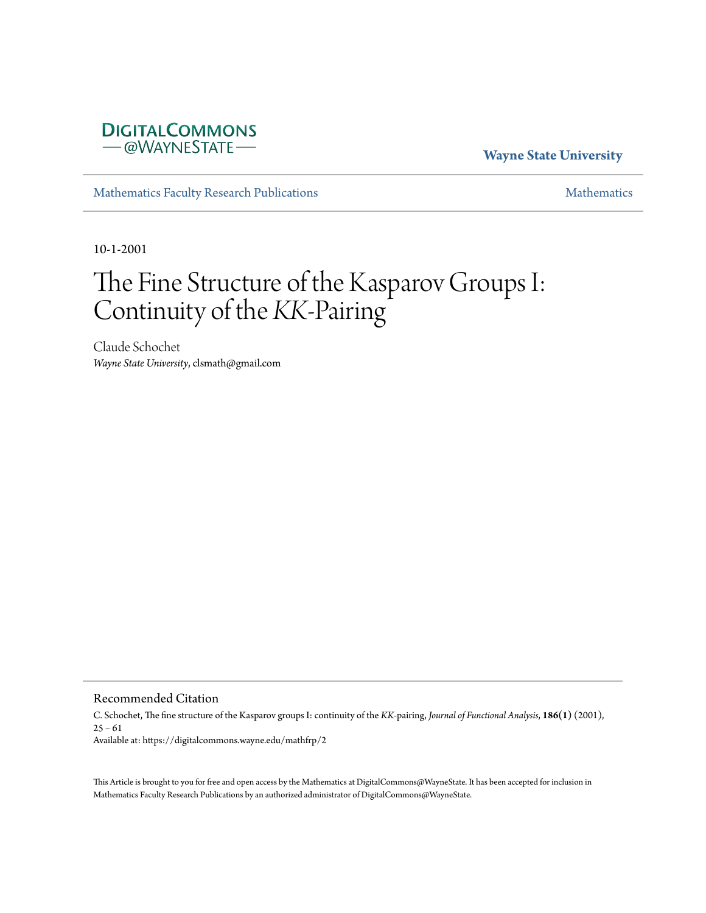DigitalCommons
@WayneState

**Wayne State University**

Mathematics Faculty Research Publications

Mathematics

10-1-2001

# The Fine Structure of the Kasparov Groups I: Continuity of the *KK*-Pairing

Claude Schochet
*Wayne State University*, clsmath@gmail.com

## Recommended Citation

C. Schochet, The fine structure of the Kasparov groups I: continuity of the *KK*-pairing, *Journal of Functional Analysis*, **186(1)** (2001), 25 – 61
Available at: https://digitalcommons.wayne.edu/mathfrp/2

This Article is brought to you for free and open access by the Mathematics at DigitalCommons@WayneState. It has been accepted for inclusion in Mathematics Faculty Research Publications by an authorized administrator of DigitalCommons@WayneState.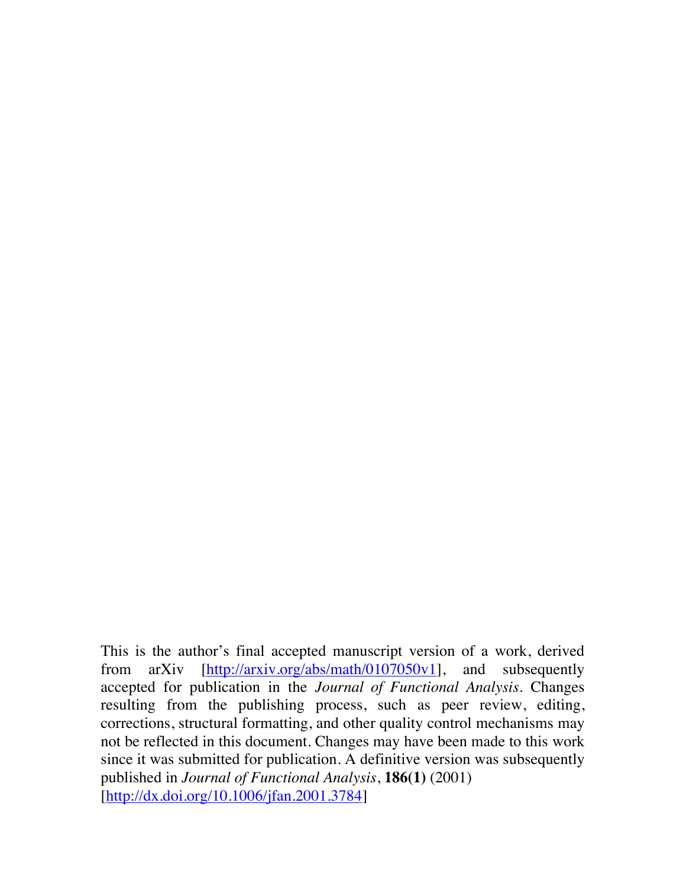This is the author's final accepted manuscript version of a work, derived from arXiv [http://arxiv.org/abs/math/0107050v1], and subsequently accepted for publication in the *Journal of Functional Analysis*. Changes resulting from the publishing process, such as peer review, editing, corrections, structural formatting, and other quality control mechanisms may not be reflected in this document. Changes may have been made to this work since it was submitted for publication. A definitive version was subsequently published in *Journal of Functional Analysis*, **186(1)** (2001) [http://dx.doi.org/10.1006/jfan.2001.3784]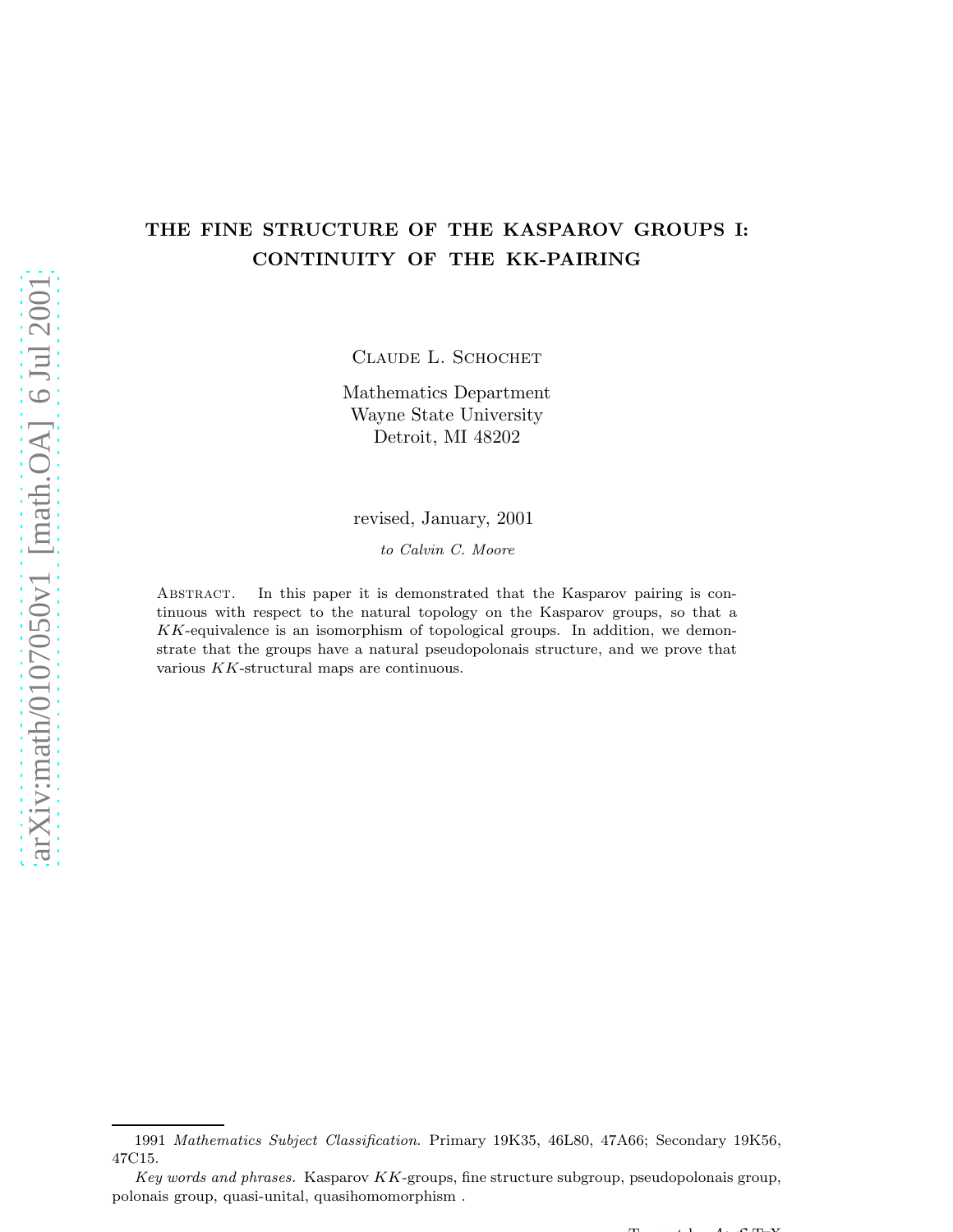# THE FINE STRUCTURE OF THE KASPAROV GROUPS I: CONTINUITY OF THE KK-PAIRING

Claude L. Schochet

Mathematics Department
Wayne State University
Detroit, MI 48202

revised, January, 2001

*to Calvin C. Moore*

Abstract. In this paper it is demonstrated that the Kasparov pairing is continuous with respect to the natural topology on the Kasparov groups, so that a $KK$-equivalence is an isomorphism of topological groups. In addition, we demonstrate that the groups have a natural pseudopolonais structure, and we prove that various $KK$-structural maps are continuous.

---

1991 *Mathematics Subject Classification*. Primary 19K35, 46L80, 47A66; Secondary 19K56, 47C15.

*Key words and phrases.* Kasparov $KK$-groups, fine structure subgroup, pseudopolonais group, polonais group, quasi-unital, quasihomomorphism .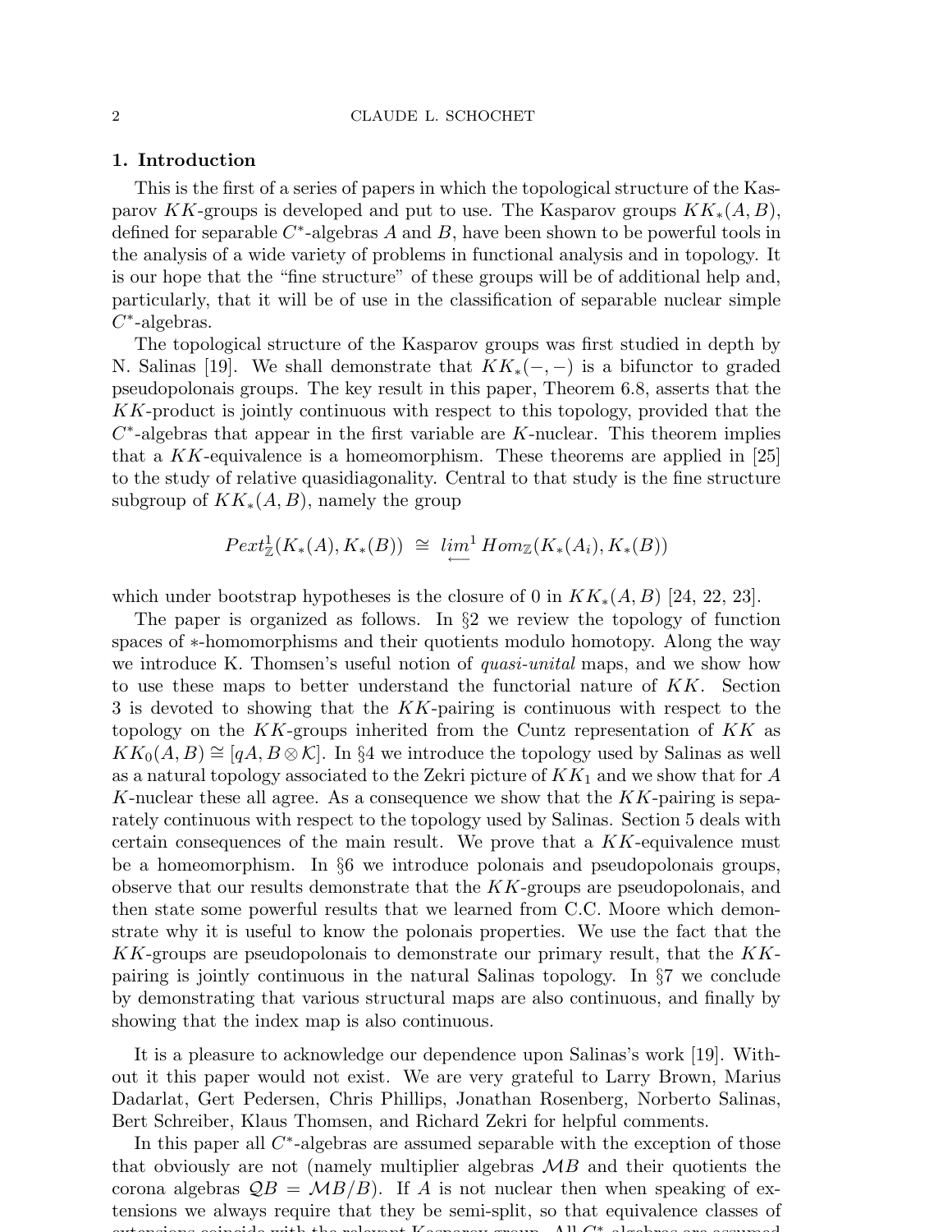## 1. Introduction

This is the first of a series of papers in which the topological structure of the Kasparov $KK$-groups is developed and put to use. The Kasparov groups $KK_*(A, B)$, defined for separable $C^*$-algebras $A$ and $B$, have been shown to be powerful tools in the analysis of a wide variety of problems in functional analysis and in topology. It is our hope that the "fine structure" of these groups will be of additional help and, particularly, that it will be of use in the classification of separable nuclear simple $C^*$-algebras.

The topological structure of the Kasparov groups was first studied in depth by N. Salinas [19]. We shall demonstrate that $KK_*(-,-)$ is a bifunctor to graded pseudopolonais groups. The key result in this paper, Theorem 6.8, asserts that the $KK$-product is jointly continuous with respect to this topology, provided that the $C^*$-algebras that appear in the first variable are $K$-nuclear. This theorem implies that a $KK$-equivalence is a homeomorphism. These theorems are applied in [25] to the study of relative quasidiagonality. Central to that study is the fine structure subgroup of $KK_*(A, B)$, namely the group

$$Pext^1_{\mathbb{Z}}(K_*(A), K_*(B)) \;\cong\; \underleftarrow{lim}^1\, Hom_{\mathbb{Z}}(K_*(A_i), K_*(B))$$

which under bootstrap hypotheses is the closure of 0 in $KK_*(A, B)$ [24, 22, 23].

The paper is organized as follows. In §2 we review the topology of function spaces of $*$-homomorphisms and their quotients modulo homotopy. Along the way we introduce K. Thomsen's useful notion of *quasi-unital* maps, and we show how to use these maps to better understand the functorial nature of $KK$. Section 3 is devoted to showing that the $KK$-pairing is continuous with respect to the topology on the $KK$-groups inherited from the Cuntz representation of $KK$ as $KK_0(A, B) \cong [qA, B \otimes \mathcal{K}]$. In §4 we introduce the topology used by Salinas as well as a natural topology associated to the Zekri picture of $KK_1$ and we show that for $A$ $K$-nuclear these all agree. As a consequence we show that the $KK$-pairing is separately continuous with respect to the topology used by Salinas. Section 5 deals with certain consequences of the main result. We prove that a $KK$-equivalence must be a homeomorphism. In §6 we introduce polonais and pseudopolonais groups, observe that our results demonstrate that the $KK$-groups are pseudopolonais, and then state some powerful results that we learned from C.C. Moore which demonstrate why it is useful to know the polonais properties. We use the fact that the $KK$-groups are pseudopolonais to demonstrate our primary result, that the $KK$-pairing is jointly continuous in the natural Salinas topology. In §7 we conclude by demonstrating that various structural maps are also continuous, and finally by showing that the index map is also continuous.

It is a pleasure to acknowledge our dependence upon Salinas's work [19]. Without it this paper would not exist. We are very grateful to Larry Brown, Marius Dadarlat, Gert Pedersen, Chris Phillips, Jonathan Rosenberg, Norberto Salinas, Bert Schreiber, Klaus Thomsen, and Richard Zekri for helpful comments.

In this paper all $C^*$-algebras are assumed separable with the exception of those that obviously are not (namely multiplier algebras $\mathcal{M}B$ and their quotients the corona algebras $\mathcal{Q}B = \mathcal{M}B/B$). If $A$ is not nuclear then when speaking of extensions we always require that they be semi-split, so that equivalence classes of extensions coincide with the relevant Kasparov group. All $C^*$-algebras are assumed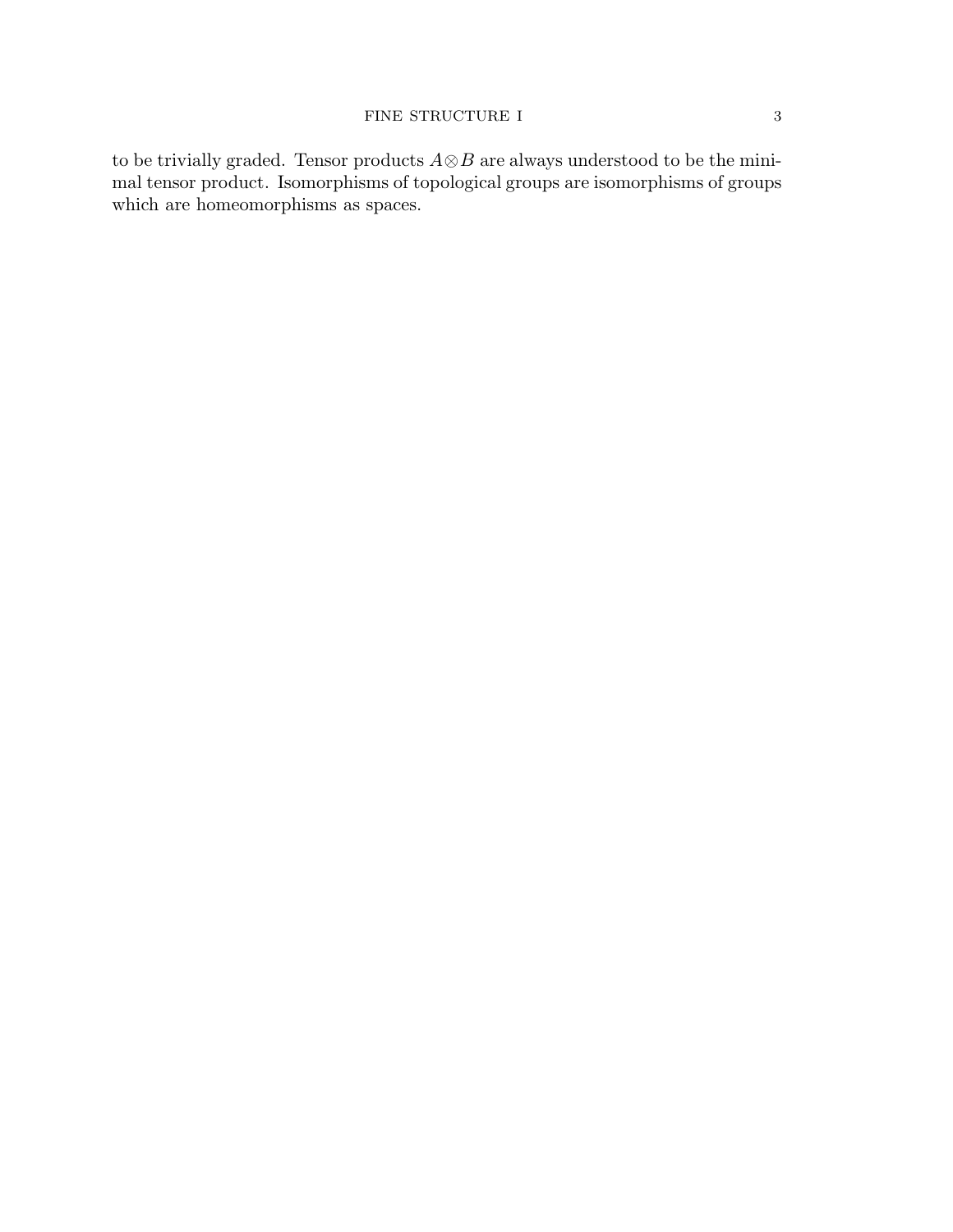to be trivially graded. Tensor products $A \otimes B$ are always understood to be the minimal tensor product. Isomorphisms of topological groups are isomorphisms of groups which are homeomorphisms as spaces.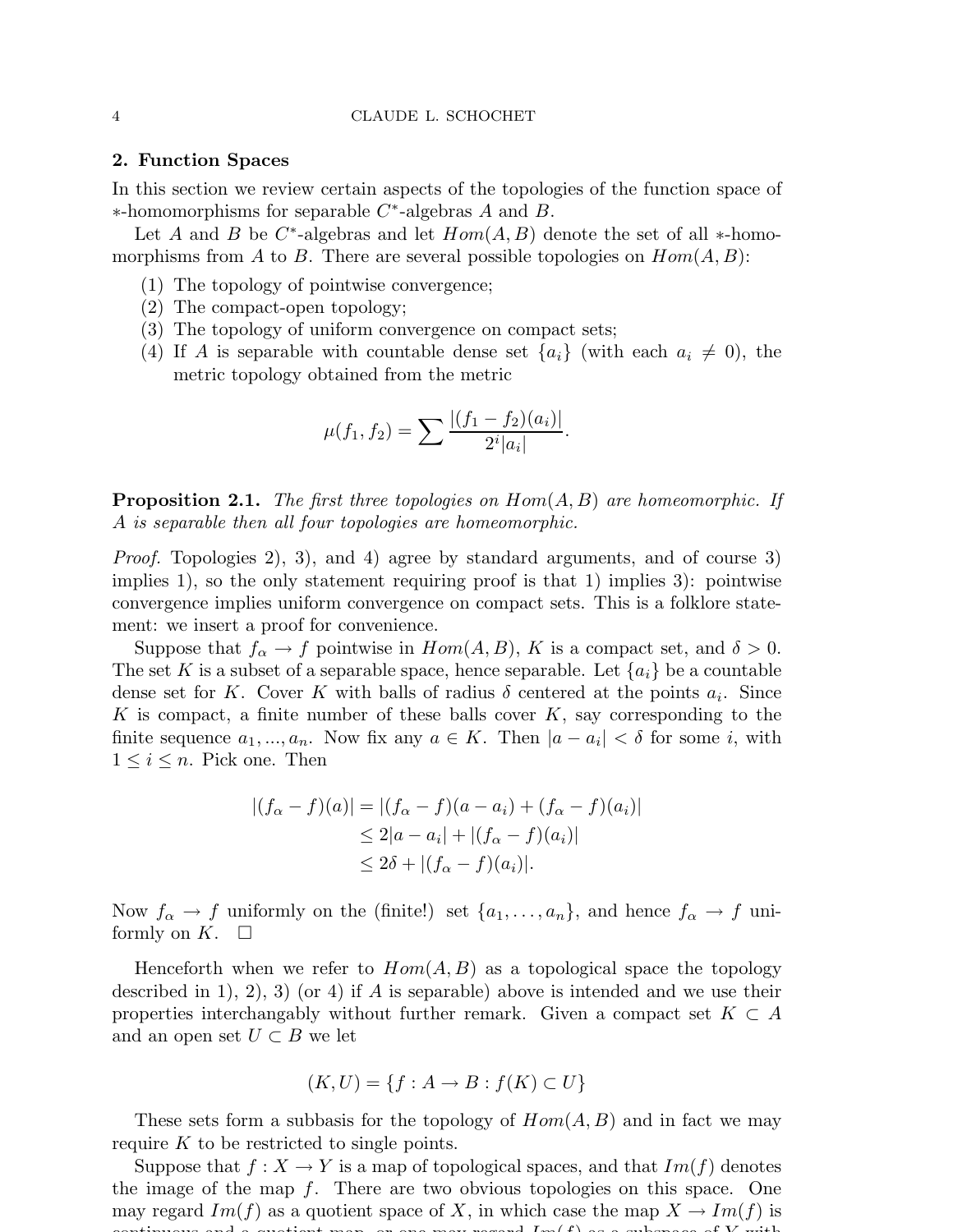## 2. Function Spaces

In this section we review certain aspects of the topologies of the function space of $*$-homomorphisms for separable $C^*$-algebras $A$ and $B$.

Let $A$ and $B$ be $C^*$-algebras and let $Hom(A, B)$ denote the set of all $*$-homomorphisms from $A$ to $B$. There are several possible topologies on $Hom(A, B)$:

1. The topology of pointwise convergence;
2. The compact-open topology;
3. The topology of uniform convergence on compact sets;
4. If $A$ is separable with countable dense set $\{a_i\}$ (with each $a_i \neq 0$), the metric topology obtained from the metric

$$\mu(f_1, f_2) = \sum \frac{|(f_1 - f_2)(a_i)|}{2^i |a_i|}.$$

**Proposition 2.1.** *The first three topologies on $Hom(A, B)$ are homeomorphic. If $A$ is separable then all four topologies are homeomorphic.*

*Proof.* Topologies 2), 3), and 4) agree by standard arguments, and of course 3) implies 1), so the only statement requiring proof is that 1) implies 3): pointwise convergence implies uniform convergence on compact sets. This is a folklore statement: we insert a proof for convenience.

Suppose that $f_\alpha \to f$ pointwise in $Hom(A, B)$, $K$ is a compact set, and $\delta > 0$. The set $K$ is a subset of a separable space, hence separable. Let $\{a_i\}$ be a countable dense set for $K$. Cover $K$ with balls of radius $\delta$ centered at the points $a_i$. Since $K$ is compact, a finite number of these balls cover $K$, say corresponding to the finite sequence $a_1, ..., a_n$. Now fix any $a \in K$. Then $|a - a_i| < \delta$ for some $i$, with $1 \leq i \leq n$. Pick one. Then

$$\begin{aligned}
|(f_\alpha - f)(a)| &= |(f_\alpha - f)(a - a_i) + (f_\alpha - f)(a_i)| \\
&\leq 2|a - a_i| + |(f_\alpha - f)(a_i)| \\
&\leq 2\delta + |(f_\alpha - f)(a_i)|.
\end{aligned}$$

Now $f_\alpha \to f$ uniformly on the (finite!) set $\{a_1, \ldots, a_n\}$, and hence $f_\alpha \to f$ uniformly on $K$. $\square$

Henceforth when we refer to $Hom(A, B)$ as a topological space the topology described in 1), 2), 3) (or 4) if $A$ is separable) above is intended and we use their properties interchangably without further remark. Given a compact set $K \subset A$ and an open set $U \subset B$ we let

$$(K, U) = \{f : A \to B : f(K) \subset U\}$$

These sets form a subbasis for the topology of $Hom(A, B)$ and in fact we may require $K$ to be restricted to single points.

Suppose that $f : X \to Y$ is a map of topological spaces, and that $Im(f)$ denotes the image of the map $f$. There are two obvious topologies on this space. One may regard $Im(f)$ as a quotient space of $X$, in which case the map $X \to Im(f)$ is continuous and a quotient map, or one may regard $Im(f)$ as a subspace of $Y$ with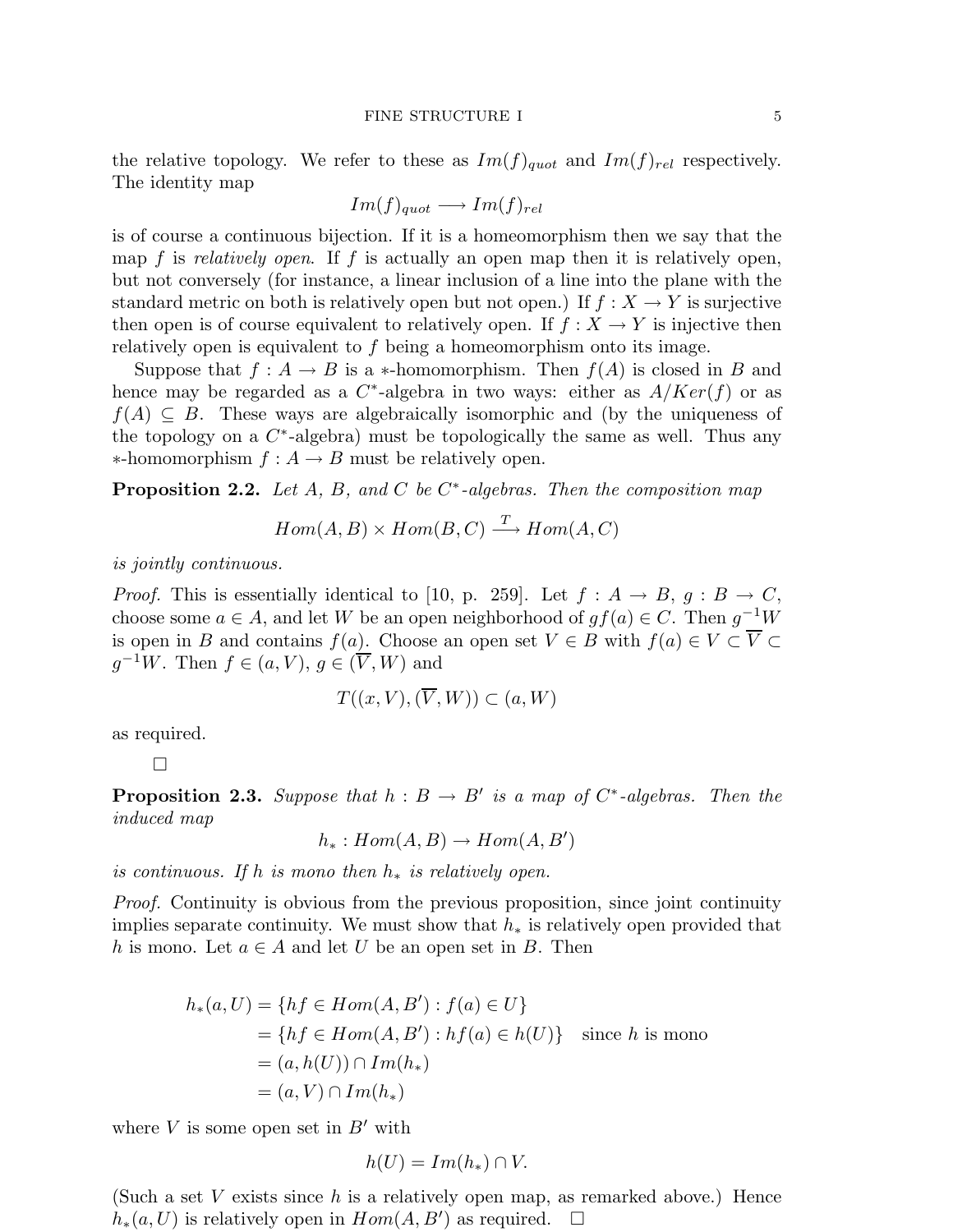the relative topology. We refer to these as $Im(f)_{quot}$ and $Im(f)_{rel}$ respectively. The identity map

$$Im(f)_{quot} \longrightarrow Im(f)_{rel}$$

is of course a continuous bijection. If it is a homeomorphism then we say that the map $f$ is *relatively open*. If $f$ is actually an open map then it is relatively open, but not conversely (for instance, a linear inclusion of a line into the plane with the standard metric on both is relatively open but not open.) If $f : X \to Y$ is surjective then open is of course equivalent to relatively open. If $f : X \to Y$ is injective then relatively open is equivalent to $f$ being a homeomorphism onto its image.

Suppose that $f : A \to B$ is a $*$-homomorphism. Then $f(A)$ is closed in $B$ and hence may be regarded as a $C^*$-algebra in two ways: either as $A/Ker(f)$ or as $f(A) \subseteq B$. These ways are algebraically isomorphic and (by the uniqueness of the topology on a $C^*$-algebra) must be topologically the same as well. Thus any $*$-homomorphism $f : A \to B$ must be relatively open.

**Proposition 2.2.** *Let $A$, $B$, and $C$ be $C^*$-algebras. Then the composition map*

$$Hom(A, B) \times Hom(B, C) \xrightarrow{T} Hom(A, C)$$

*is jointly continuous.*

*Proof.* This is essentially identical to [10, p. 259]. Let $f : A \to B$, $g : B \to C$, choose some $a \in A$, and let $W$ be an open neighborhood of $gf(a) \in C$. Then $g^{-1}W$ is open in $B$ and contains $f(a)$. Choose an open set $V \in B$ with $f(a) \in V \subset \overline{V} \subset g^{-1}W$. Then $f \in (a, V)$, $g \in (\overline{V}, W)$ and

$$T((x, V), (\overline{V}, W)) \subset (a, W)$$

as required.

□

**Proposition 2.3.** *Suppose that $h : B \to B'$ is a map of $C^*$-algebras. Then the induced map*

$$h_* : Hom(A, B) \to Hom(A, B')$$

*is continuous. If $h$ is mono then $h_*$ is relatively open.*

*Proof.* Continuity is obvious from the previous proposition, since joint continuity implies separate continuity. We must show that $h_*$ is relatively open provided that $h$ is mono. Let $a \in A$ and let $U$ be an open set in $B$. Then

$$\begin{aligned}
h_*(a, U) &= \{hf \in Hom(A, B') : f(a) \in U\} \\
&= \{hf \in Hom(A, B') : hf(a) \in h(U)\} \quad \text{since } h \text{ is mono} \\
&= (a, h(U)) \cap Im(h_*) \\
&= (a, V) \cap Im(h_*)
\end{aligned}$$

where $V$ is some open set in $B'$ with

$$h(U) = Im(h_*) \cap V.$$

(Such a set $V$ exists since $h$ is a relatively open map, as remarked above.) Hence $h_*(a, U)$ is relatively open in $Hom(A, B')$ as required. □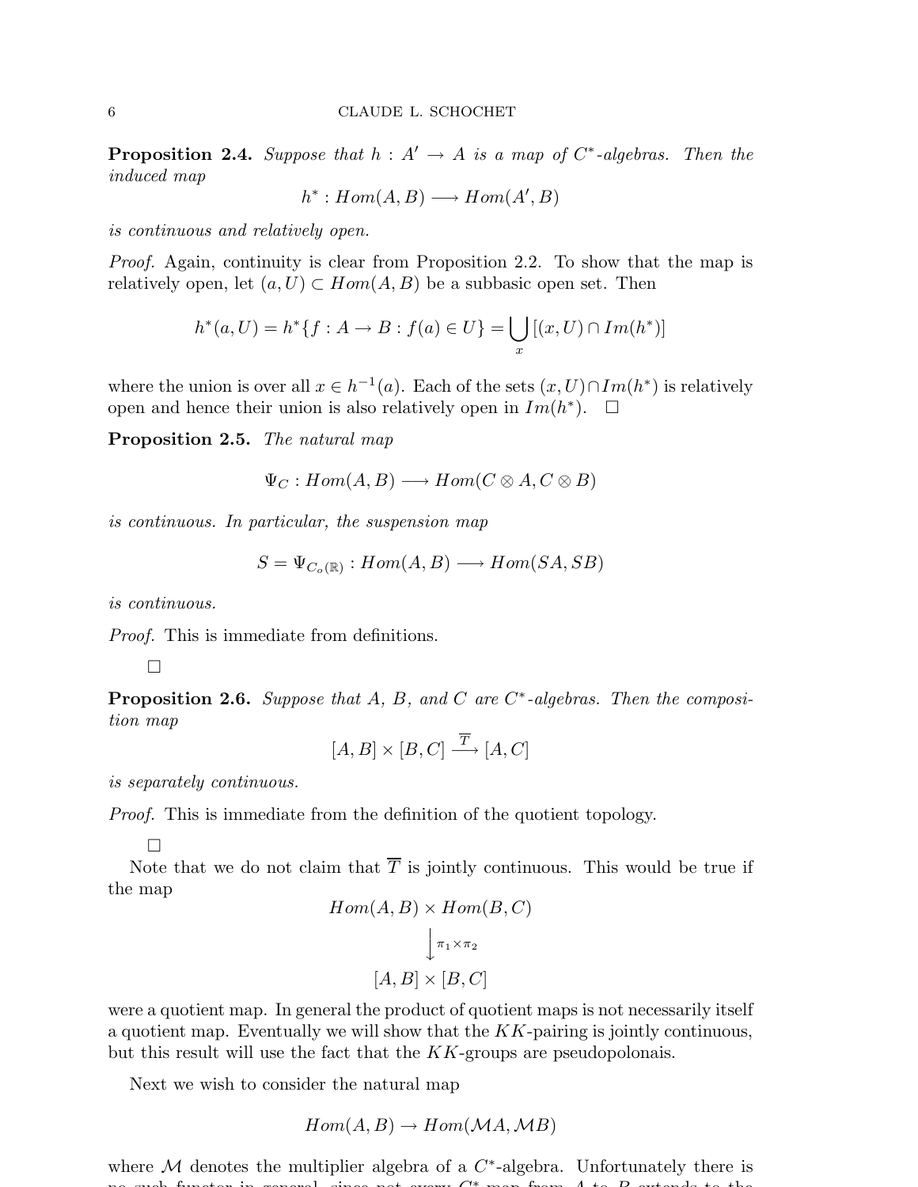**Proposition 2.4.** *Suppose that $h : A' \to A$ is a map of $C^*$-algebras. Then the induced map*

$$h^* : Hom(A, B) \longrightarrow Hom(A', B)$$

*is continuous and relatively open.*

*Proof.* Again, continuity is clear from Proposition 2.2. To show that the map is relatively open, let $(a, U) \subset Hom(A, B)$ be a subbasic open set. Then

$$h^*(a, U) = h^*\{f : A \to B : f(a) \in U\} = \bigcup_x [(x, U) \cap Im(h^*)]$$

where the union is over all $x \in h^{-1}(a)$. Each of the sets $(x, U) \cap Im(h^*)$ is relatively open and hence their union is also relatively open in $Im(h^*)$. □

**Proposition 2.5.** *The natural map*

$$\Psi_C : Hom(A, B) \longrightarrow Hom(C \otimes A, C \otimes B)$$

*is continuous. In particular, the suspension map*

$$S = \Psi_{C_o(\mathbb{R})} : Hom(A, B) \longrightarrow Hom(SA, SB)$$

*is continuous.*

*Proof.* This is immediate from definitions.

□

**Proposition 2.6.** *Suppose that $A$, $B$, and $C$ are $C^*$-algebras. Then the composition map*

$$[A, B] \times [B, C] \xrightarrow{\overline{T}} [A, C]$$

*is separately continuous.*

*Proof.* This is immediate from the definition of the quotient topology.

□

Note that we do not claim that $\overline{T}$ is jointly continuous. This would be true if the map

$$\begin{array}{c} Hom(A, B) \times Hom(B, C) \\ \Big\downarrow \pi_1 \times \pi_2 \\ [A, B] \times [B, C] \end{array}$$

were a quotient map. In general the product of quotient maps is not necessarily itself a quotient map. Eventually we will show that the $KK$-pairing is jointly continuous, but this result will use the fact that the $KK$-groups are pseudopolonais.

Next we wish to consider the natural map

$$Hom(A, B) \to Hom(\mathcal{M}A, \mathcal{M}B)$$

where $\mathcal{M}$ denotes the multiplier algebra of a $C^*$-algebra. Unfortunately there is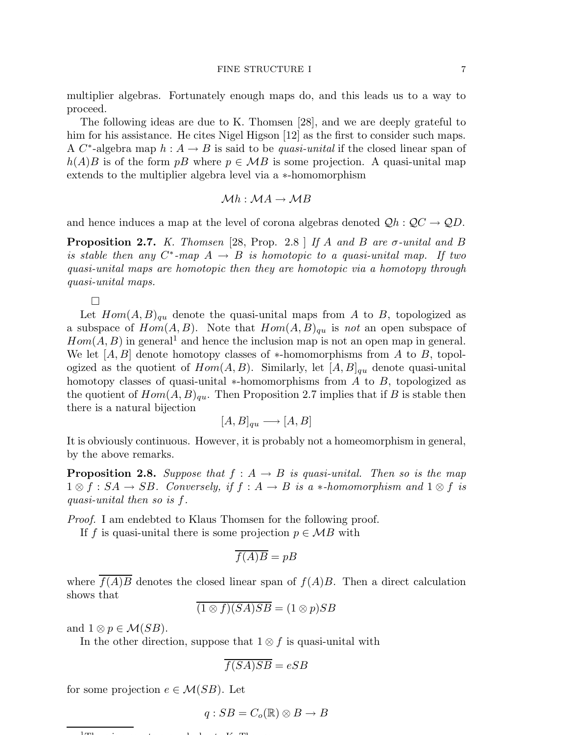multiplier algebras. Fortunately enough maps do, and this leads us to a way to proceed.

The following ideas are due to K. Thomsen [28], and we are deeply grateful to him for his assistance. He cites Nigel Higson [12] as the first to consider such maps. A $C^*$-algebra map $h : A \to B$ is said to be *quasi-unital* if the closed linear span of $h(A)B$ is of the form $pB$ where $p \in \mathcal{M}B$ is some projection. A quasi-unital map extends to the multiplier algebra level via a $*$-homomorphism

$$\mathcal{M}h : \mathcal{M}A \to \mathcal{M}B$$

and hence induces a map at the level of corona algebras denoted $\mathcal{Q}h : \mathcal{Q}C \to \mathcal{Q}D$.

**Proposition 2.7.** *K. Thomsen [28, Prop. 2.8 ] If $A$ and $B$ are $\sigma$-unital and $B$ is stable then any $C^*$-map $A \to B$ is homotopic to a quasi-unital map. If two quasi-unital maps are homotopic then they are homotopic via a homotopy through quasi-unital maps.*

□

Let $Hom(A, B)_{qu}$ denote the quasi-unital maps from $A$ to $B$, topologized as a subspace of $Hom(A, B)$. Note that $Hom(A, B)_{qu}$ is *not* an open subspace of $Hom(A, B)$ in general[1] and hence the inclusion map is not an open map in general. We let $[A, B]$ denote homotopy classes of $*$-homomorphisms from $A$ to $B$, topologized as the quotient of $Hom(A, B)$. Similarly, let $[A, B]_{qu}$ denote quasi-unital homotopy classes of quasi-unital $*$-homomorphisms from $A$ to $B$, topologized as the quotient of $Hom(A, B)_{qu}$. Then Proposition 2.7 implies that if $B$ is stable then there is a natural bijection

$$[A, B]_{qu} \longrightarrow [A, B]$$

It is obviously continuous. However, it is probably not a homeomorphism in general, by the above remarks.

**Proposition 2.8.** *Suppose that $f : A \to B$ is quasi-unital. Then so is the map $1 \otimes f : SA \to SB$. Conversely, if $f : A \to B$ is a $*$-homomorphism and $1 \otimes f$ is quasi-unital then so is $f$.*

*Proof.* I am endebted to Klaus Thomsen for the following proof.

If $f$ is quasi-unital there is some projection $p \in \mathcal{M}B$ with

$$\overline{f(A)B} = pB$$

where $\overline{f(A)B}$ denotes the closed linear span of $f(A)B$. Then a direct calculation shows that

$$\overline{(1 \otimes f)(SA)SB} = (1 \otimes p)SB$$

and $1 \otimes p \in \mathcal{M}(SB)$.

In the other direction, suppose that $1 \otimes f$ is quasi-unital with

$$\overline{f(SA)SB} = eSB$$

for some projection $e \in \mathcal{M}(SB)$. Let

$$q : SB = C_o(\mathbb{R}) \otimes B \to B$$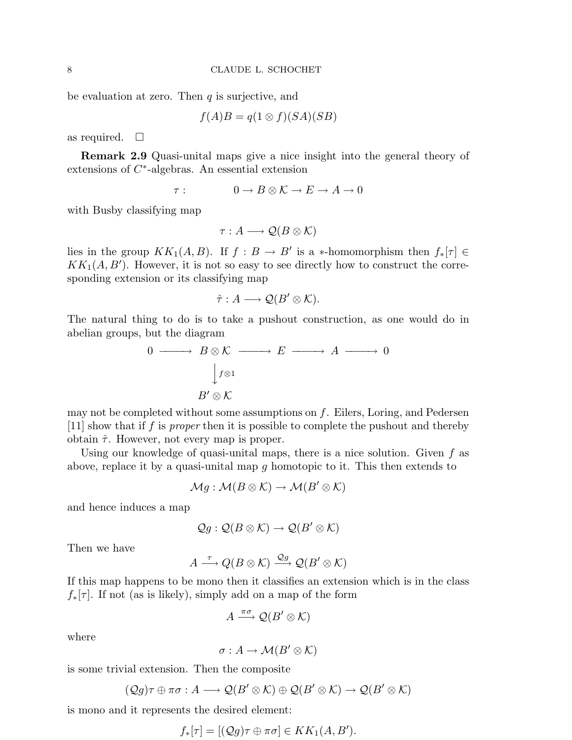be evaluation at zero. Then $q$ is surjective, and

$$f(A)B = q(1 \otimes f)(SA)(SB)$$

as required. $\square$

**Remark 2.9** Quasi-unital maps give a nice insight into the general theory of extensions of $C^*$-algebras. An essential extension

$$\tau : \qquad 0 \to B \otimes \mathcal{K} \to E \to A \to 0$$

with Busby classifying map

$$\tau : A \longrightarrow \mathcal{Q}(B \otimes \mathcal{K})$$

lies in the group $KK_1(A, B)$. If $f : B \to B'$ is a $*$-homomorphism then $f_*[\tau] \in KK_1(A, B')$. However, it is not so easy to see directly how to construct the corresponding extension or its classifying map

$$\hat{\tau} : A \longrightarrow \mathcal{Q}(B' \otimes \mathcal{K}).$$

The natural thing to do is to take a pushout construction, as one would do in abelian groups, but the diagram

$$\begin{array}{ccccccccc} 0 & \longrightarrow & B \otimes \mathcal{K} & \longrightarrow & E & \longrightarrow & A & \longrightarrow & 0 \\ & & \Big\downarrow {\scriptstyle f \otimes 1} & & & & & & \\ & & B' \otimes \mathcal{K} & & & & & & \end{array}$$

may not be completed without some assumptions on $f$. Eilers, Loring, and Pedersen [11] show that if $f$ is *proper* then it is possible to complete the pushout and thereby obtain $\hat{\tau}$. However, not every map is proper.

Using our knowledge of quasi-unital maps, there is a nice solution. Given $f$ as above, replace it by a quasi-unital map $g$ homotopic to it. This then extends to

$$\mathcal{M}g : \mathcal{M}(B \otimes \mathcal{K}) \to \mathcal{M}(B' \otimes \mathcal{K})$$

and hence induces a map

$$\mathcal{Q}g : \mathcal{Q}(B \otimes \mathcal{K}) \to \mathcal{Q}(B' \otimes \mathcal{K})$$

Then we have

$$A \xrightarrow{\tau} Q(B \otimes \mathcal{K}) \xrightarrow{\mathcal{Q}g} \mathcal{Q}(B' \otimes \mathcal{K})$$

If this map happens to be mono then it classifies an extension which is in the class $f_*[\tau]$. If not (as is likely), simply add on a map of the form

$$A \xrightarrow{\pi\sigma} \mathcal{Q}(B' \otimes \mathcal{K})$$

where

$$\sigma : A \to \mathcal{M}(B' \otimes \mathcal{K})$$

is some trivial extension. Then the composite

$$(\mathcal{Q}g)\tau \oplus \pi\sigma : A \longrightarrow \mathcal{Q}(B' \otimes \mathcal{K}) \oplus \mathcal{Q}(B' \otimes \mathcal{K}) \to \mathcal{Q}(B' \otimes \mathcal{K})$$

is mono and it represents the desired element:

$$f_*[\tau] = [(\mathcal{Q}g)\tau \oplus \pi\sigma] \in KK_1(A, B').$$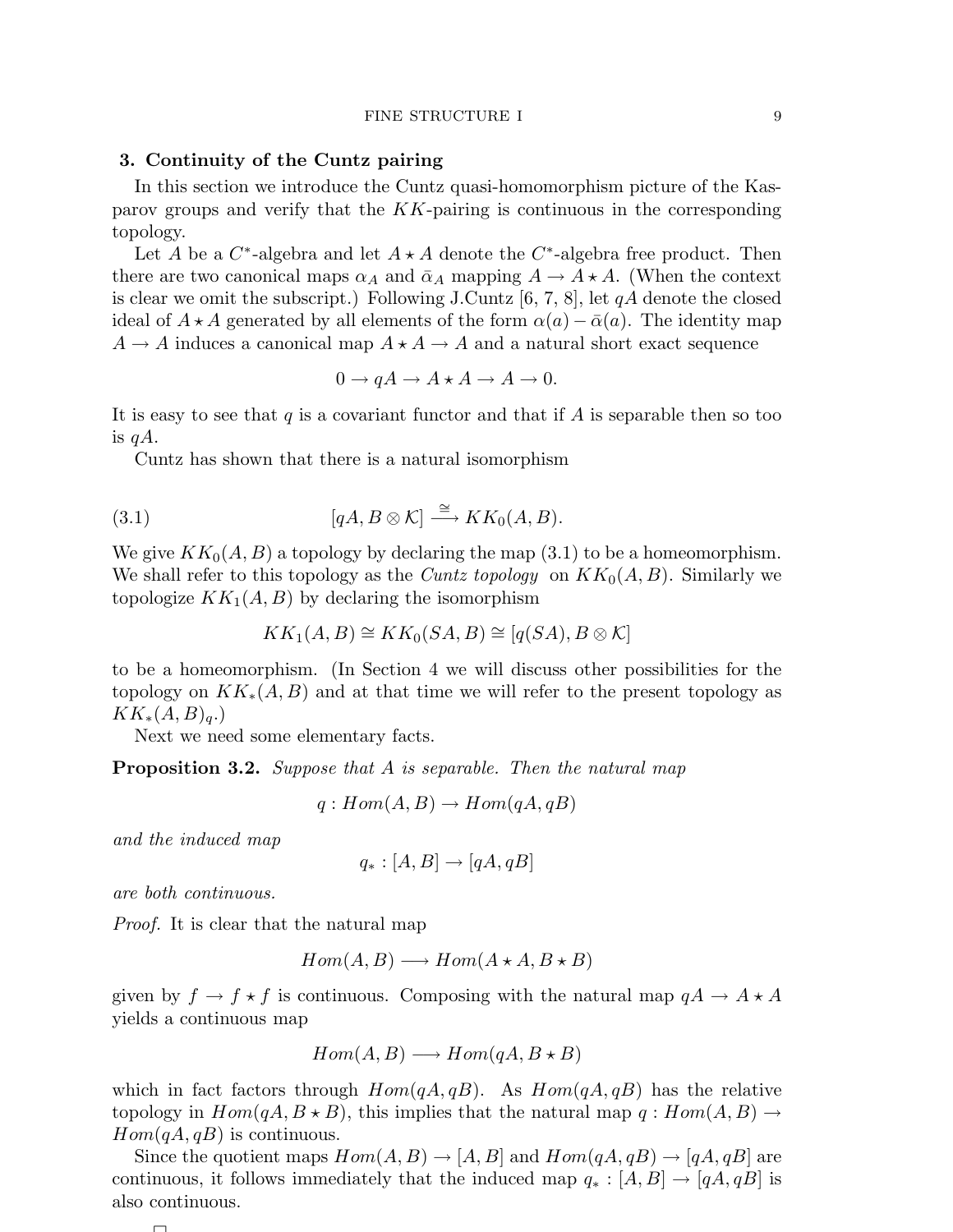## 3. Continuity of the Cuntz pairing

In this section we introduce the Cuntz quasi-homomorphism picture of the Kasparov groups and verify that the $KK$-pairing is continuous in the corresponding topology.

Let $A$ be a $C^*$-algebra and let $A \star A$ denote the $C^*$-algebra free product. Then there are two canonical maps $\alpha_A$ and $\bar{\alpha}_A$ mapping $A \to A \star A$. (When the context is clear we omit the subscript.) Following J.Cuntz [6, 7, 8], let $qA$ denote the closed ideal of $A \star A$ generated by all elements of the form $\alpha(a) - \bar{\alpha}(a)$. The identity map $A \to A$ induces a canonical map $A \star A \to A$ and a natural short exact sequence

$$0 \to qA \to A \star A \to A \to 0.$$

It is easy to see that $q$ is a covariant functor and that if $A$ is separable then so too is $qA$.

Cuntz has shown that there is a natural isomorphism

$$[qA, B \otimes \mathcal{K}] \xrightarrow{\cong} KK_0(A, B). \tag{3.1}$$

We give $KK_0(A, B)$ a topology by declaring the map (3.1) to be a homeomorphism. We shall refer to this topology as the *Cuntz topology* on $KK_0(A, B)$. Similarly we topologize $KK_1(A, B)$ by declaring the isomorphism

$$KK_1(A, B) \cong KK_0(SA, B) \cong [q(SA), B \otimes \mathcal{K}]$$

to be a homeomorphism. (In Section 4 we will discuss other possibilities for the topology on $KK_*(A, B)$ and at that time we will refer to the present topology as $KK_*(A, B)_q$.)

Next we need some elementary facts.

**Proposition 3.2.** *Suppose that $A$ is separable. Then the natural map*

$$q : Hom(A, B) \to Hom(qA, qB)$$

*and the induced map*

$$q_* : [A, B] \to [qA, qB]$$

*are both continuous.*

*Proof.* It is clear that the natural map

$$Hom(A, B) \longrightarrow Hom(A \star A, B \star B)$$

given by $f \to f \star f$ is continuous. Composing with the natural map $qA \to A \star A$ yields a continuous map

$$Hom(A, B) \longrightarrow Hom(qA, B \star B)$$

which in fact factors through $Hom(qA, qB)$. As $Hom(qA, qB)$ has the relative topology in $Hom(qA, B \star B)$, this implies that the natural map $q : Hom(A, B) \to Hom(qA, qB)$ is continuous.

Since the quotient maps $Hom(A, B) \to [A, B]$ and $Hom(qA, qB) \to [qA, qB]$ are continuous, it follows immediately that the induced map $q_* : [A, B] \to [qA, qB]$ is also continuous.

□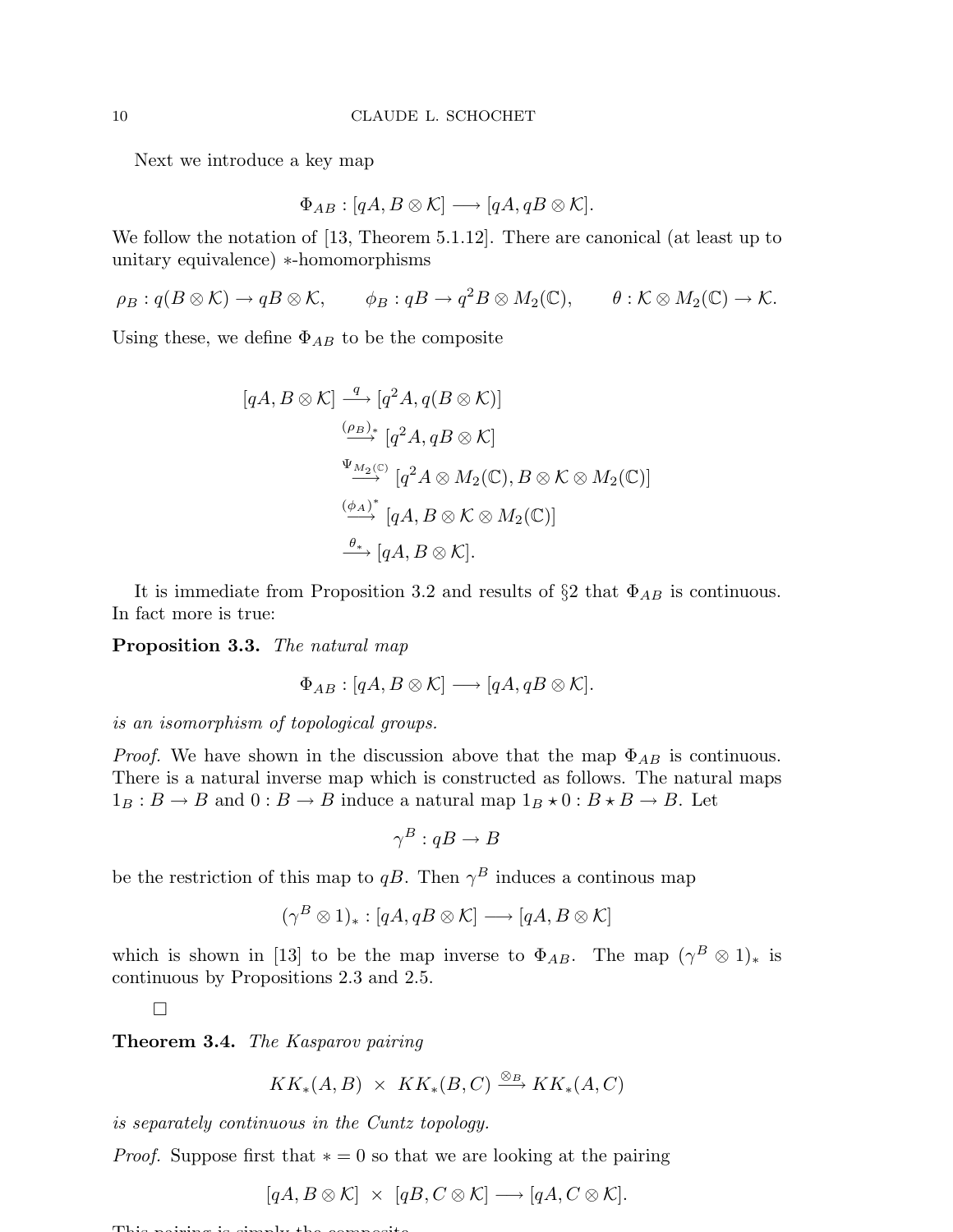Next we introduce a key map

$$\Phi_{AB} : [qA, B \otimes \mathcal{K}] \longrightarrow [qA, qB \otimes \mathcal{K}].$$

We follow the notation of [13, Theorem 5.1.12]. There are canonical (at least up to unitary equivalence) $*$-homomorphisms

$$\rho_B : q(B \otimes \mathcal{K}) \to qB \otimes \mathcal{K}, \qquad \phi_B : qB \to q^2 B \otimes M_2(\mathbb{C}), \qquad \theta : \mathcal{K} \otimes M_2(\mathbb{C}) \to \mathcal{K}.$$

Using these, we define $\Phi_{AB}$ to be the composite

$$\begin{aligned}
[qA, B \otimes \mathcal{K}] &\xrightarrow{q} [q^2 A, q(B \otimes \mathcal{K})] \\
&\xrightarrow{(\rho_B)_*} [q^2 A, qB \otimes \mathcal{K}] \\
&\xrightarrow{\Psi_{M_2(\mathbb{C})}} [q^2 A \otimes M_2(\mathbb{C}), B \otimes \mathcal{K} \otimes M_2(\mathbb{C})] \\
&\xrightarrow{(\phi_A)^*} [qA, B \otimes \mathcal{K} \otimes M_2(\mathbb{C})] \\
&\xrightarrow{\theta_*} [qA, B \otimes \mathcal{K}].
\end{aligned}$$

It is immediate from Proposition 3.2 and results of §2 that $\Phi_{AB}$ is continuous. In fact more is true:

**Proposition 3.3.** *The natural map*

$$\Phi_{AB} : [qA, B \otimes \mathcal{K}] \longrightarrow [qA, qB \otimes \mathcal{K}].$$

*is an isomorphism of topological groups.*

*Proof.* We have shown in the discussion above that the map $\Phi_{AB}$ is continuous. There is a natural inverse map which is constructed as follows. The natural maps $1_B : B \to B$ and $0 : B \to B$ induce a natural map $1_B \star 0 : B \star B \to B$. Let

$$\gamma^B : qB \to B$$

be the restriction of this map to $qB$. Then $\gamma^B$ induces a continous map

$$(\gamma^B \otimes 1)_* : [qA, qB \otimes \mathcal{K}] \longrightarrow [qA, B \otimes \mathcal{K}]$$

which is shown in [13] to be the map inverse to $\Phi_{AB}$. The map $(\gamma^B \otimes 1)_*$ is continuous by Propositions 2.3 and 2.5.

□

**Theorem 3.4.** *The Kasparov pairing*

$$KK_*(A, B) \times KK_*(B, C) \xrightarrow{\otimes_B} KK_*(A, C)$$

*is separately continuous in the Cuntz topology.*

*Proof.* Suppose first that $* = 0$ so that we are looking at the pairing

$$[qA, B \otimes \mathcal{K}] \times [qB, C \otimes \mathcal{K}] \longrightarrow [qA, C \otimes \mathcal{K}].$$

This pairing is simply the composite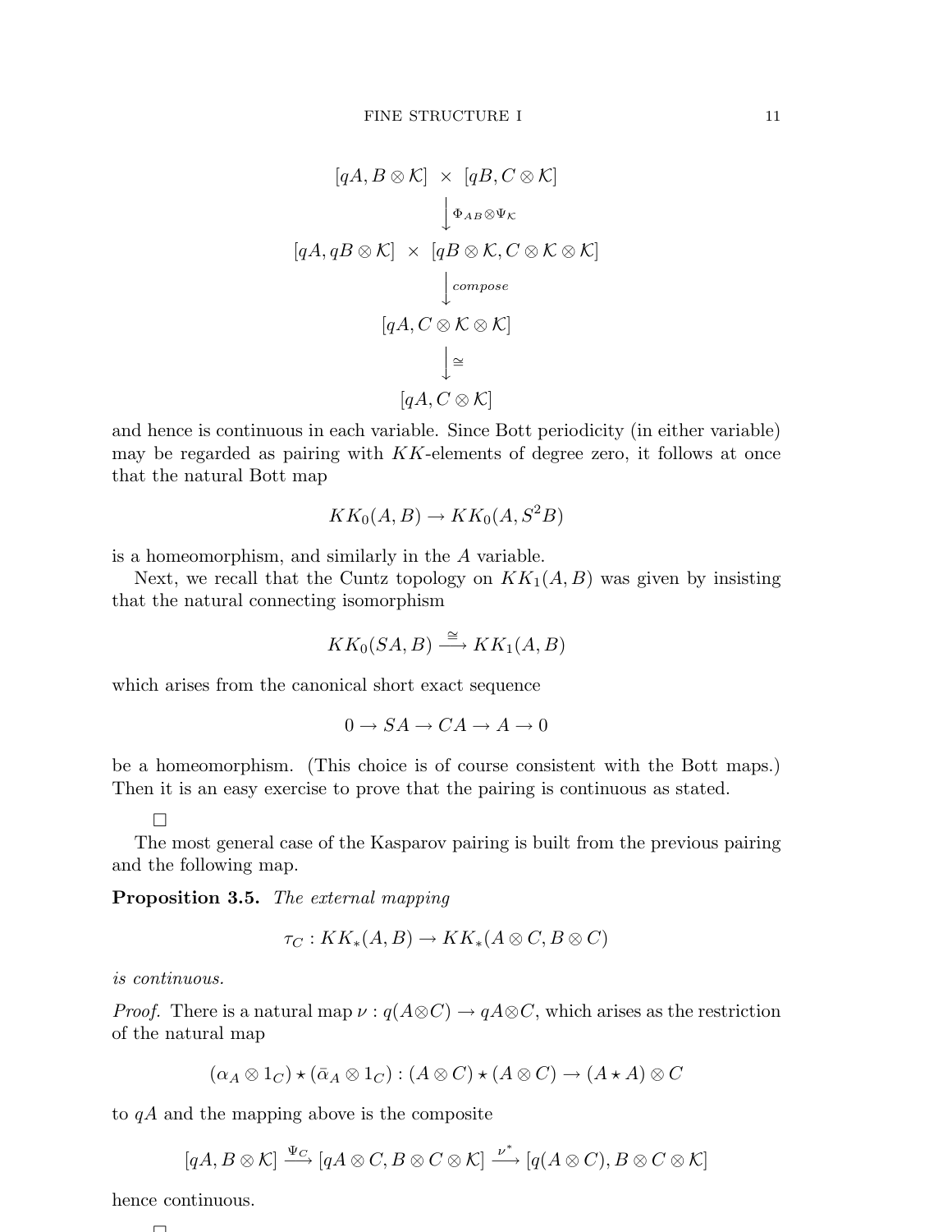$$
\begin{array}{c}
[qA, B\otimes\mathcal{K}] \;\times\; [qB, C\otimes\mathcal{K}] \\
\Big\downarrow {\scriptstyle \Phi_{AB}\otimes\Psi_{\mathcal{K}}} \\
[qA, qB\otimes\mathcal{K}] \;\times\; [qB\otimes\mathcal{K}, C\otimes\mathcal{K}\otimes\mathcal{K}] \\
\Big\downarrow {\scriptstyle compose} \\
[qA, C\otimes\mathcal{K}\otimes\mathcal{K}] \\
\Big\downarrow {\scriptstyle \cong} \\
[qA, C\otimes\mathcal{K}]
\end{array}
$$

and hence is continuous in each variable. Since Bott periodicity (in either variable) may be regarded as pairing with $KK$-elements of degree zero, it follows at once that the natural Bott map

$$KK_0(A,B) \to KK_0(A, S^2B)$$

is a homeomorphism, and similarly in the $A$ variable.

Next, we recall that the Cuntz topology on $KK_1(A,B)$ was given by insisting that the natural connecting isomorphism

$$KK_0(SA,B) \xrightarrow{\cong} KK_1(A,B)$$

which arises from the canonical short exact sequence

$$0 \to SA \to CA \to A \to 0$$

be a homeomorphism. (This choice is of course consistent with the Bott maps.) Then it is an easy exercise to prove that the pairing is continuous as stated.

□

The most general case of the Kasparov pairing is built from the previous pairing and the following map.

**Proposition 3.5.** *The external mapping*

$$\tau_C : KK_*(A,B) \to KK_*(A\otimes C, B\otimes C)$$

*is continuous.*

*Proof.* There is a natural map $\nu : q(A\otimes C) \to qA\otimes C$, which arises as the restriction of the natural map

$$(\alpha_A\otimes 1_C)\star(\bar{\alpha}_A\otimes 1_C) : (A\otimes C)\star(A\otimes C) \to (A\star A)\otimes C$$

to $qA$ and the mapping above is the composite

$$[qA, B\otimes\mathcal{K}] \xrightarrow{\Psi_C} [qA\otimes C, B\otimes C\otimes\mathcal{K}] \xrightarrow{\nu^*} [q(A\otimes C), B\otimes C\otimes\mathcal{K}]$$

hence continuous.

□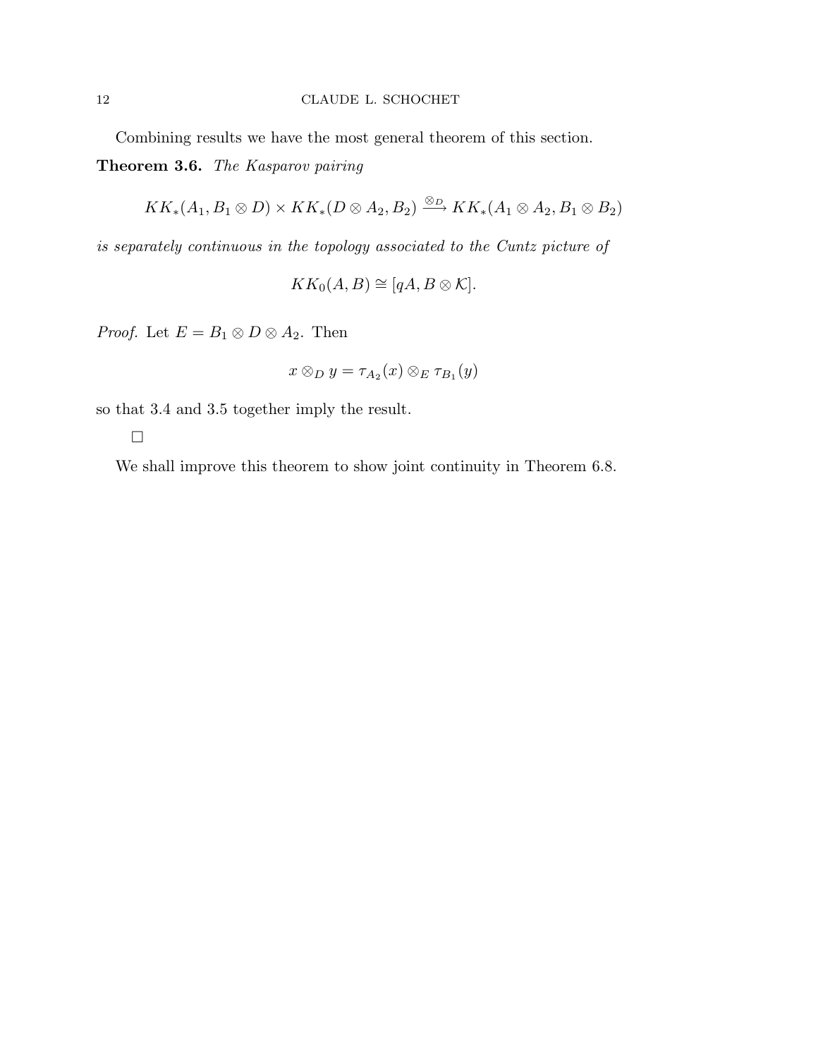Combining results we have the most general theorem of this section.

**Theorem 3.6.** *The Kasparov pairing*

$$KK_*(A_1, B_1 \otimes D) \times KK_*(D \otimes A_2, B_2) \xrightarrow{\otimes_D} KK_*(A_1 \otimes A_2, B_1 \otimes B_2)$$

*is separately continuous in the topology associated to the Cuntz picture of*

$$KK_0(A, B) \cong [qA, B \otimes \mathcal{K}].$$

*Proof.* Let $E = B_1 \otimes D \otimes A_2$. Then

$$x \otimes_D y = \tau_{A_2}(x) \otimes_E \tau_{B_1}(y)$$

so that 3.4 and 3.5 together imply the result.

□

We shall improve this theorem to show joint continuity in Theorem 6.8.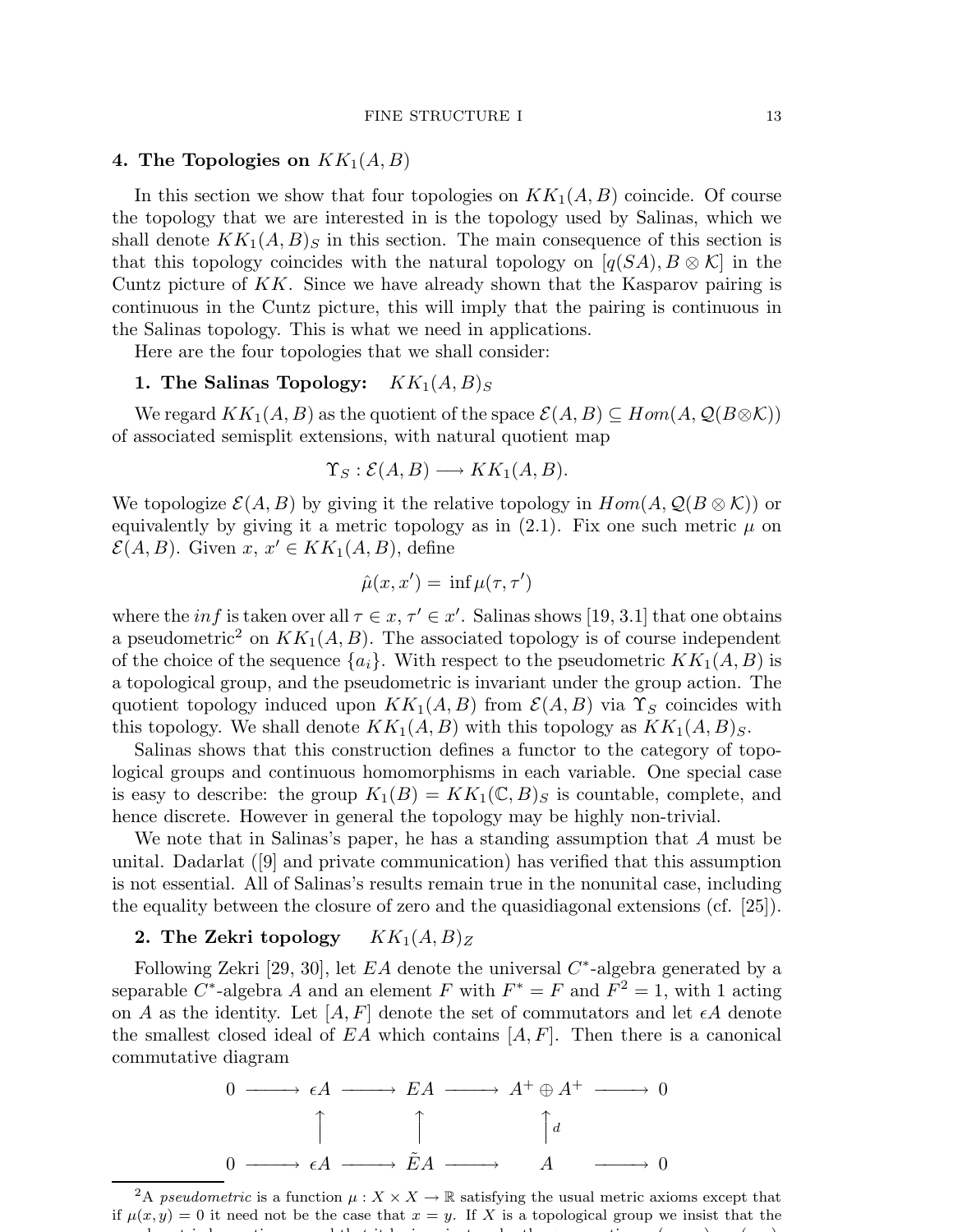## 4. The Topologies on $KK_1(A, B)$

In this section we show that four topologies on $KK_1(A, B)$ coincide. Of course the topology that we are interested in is the topology used by Salinas, which we shall denote $KK_1(A, B)_S$ in this section. The main consequence of this section is that this topology coincides with the natural topology on $[q(SA), B \otimes \mathcal{K}]$ in the Cuntz picture of $KK$. Since we have already shown that the Kasparov pairing is continuous in the Cuntz picture, this will imply that the pairing is continuous in the Salinas topology. This is what we need in applications.

Here are the four topologies that we shall consider:

**1. The Salinas Topology:** $KK_1(A, B)_S$

We regard $KK_1(A, B)$ as the quotient of the space $\mathcal{E}(A, B) \subseteq Hom(A, \mathcal{Q}(B \otimes \mathcal{K}))$ of associated semisplit extensions, with natural quotient map

$$\Upsilon_S : \mathcal{E}(A, B) \longrightarrow KK_1(A, B).$$

We topologize $\mathcal{E}(A, B)$ by giving it the relative topology in $Hom(A, \mathcal{Q}(B \otimes \mathcal{K}))$ or equivalently by giving it a metric topology as in (2.1). Fix one such metric $\mu$ on $\mathcal{E}(A, B)$. Given $x$, $x' \in KK_1(A, B)$, define

$$\hat{\mu}(x, x') = \inf \mu(\tau, \tau')$$

where the $inf$ is taken over all $\tau \in x$, $\tau' \in x'$. Salinas shows [19, 3.1] that one obtains a pseudometric[2] on $KK_1(A, B)$. The associated topology is of course independent of the choice of the sequence $\{a_i\}$. With respect to the pseudometric $KK_1(A, B)$ is a topological group, and the pseudometric is invariant under the group action. The quotient topology induced upon $KK_1(A, B)$ from $\mathcal{E}(A, B)$ via $\Upsilon_S$ coincides with this topology. We shall denote $KK_1(A, B)$ with this topology as $KK_1(A, B)_S$.

Salinas shows that this construction defines a functor to the category of topological groups and continuous homomorphisms in each variable. One special case is easy to describe: the group $K_1(B) = KK_1(\mathbb{C}, B)_S$ is countable, complete, and hence discrete. However in general the topology may be highly non-trivial.

We note that in Salinas's paper, he has a standing assumption that $A$ must be unital. Dadarlat ([9] and private communication) has verified that this assumption is not essential. All of Salinas's results remain true in the nonunital case, including the equality between the closure of zero and the quasidiagonal extensions (cf. [25]).

**2. The Zekri topology** $KK_1(A, B)_Z$

Following Zekri [29, 30], let $EA$ denote the universal $C^*$-algebra generated by a separable $C^*$-algebra $A$ and an element $F$ with $F^* = F$ and $F^2 = 1$, with 1 acting on $A$ as the identity. Let $[A, F]$ denote the set of commutators and let $\epsilon A$ denote the smallest closed ideal of $EA$ which contains $[A, F]$. Then there is a canonical commutative diagram

$$\begin{array}{ccccccccc}
0 & \longrightarrow & \epsilon A & \longrightarrow & EA & \longrightarrow & A^+ \oplus A^+ & \longrightarrow & 0 \\
 & & \uparrow & & \uparrow & & \uparrow d & & \\
0 & \longrightarrow & \epsilon A & \longrightarrow & \tilde{E}A & \longrightarrow & A & \longrightarrow & 0
\end{array}$$

[2] A *pseudometric* is a function $\mu : X \times X \to \mathbb{R}$ satisfying the usual metric axioms except that if $\mu(x, y) = 0$ it need not be the case that $x = y$. If $X$ is a topological group we insist that the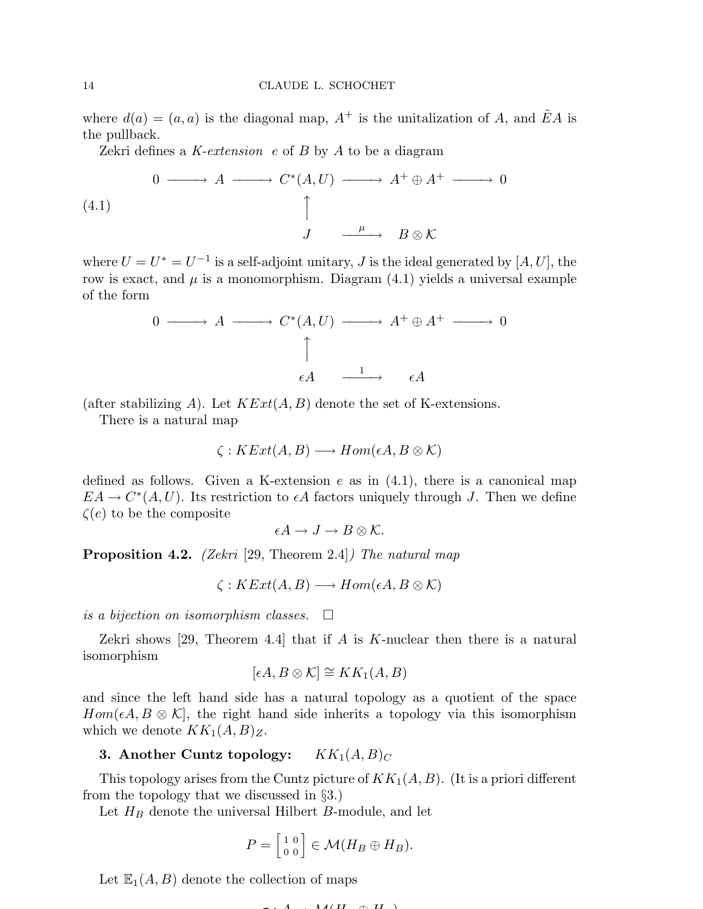where $d(a) = (a, a)$ is the diagonal map, $A^+$ is the unitalization of $A$, and $\tilde{E}A$ is the pullback.

Zekri defines a *K-extension* $e$ of $B$ by $A$ to be a diagram

$$
\begin{array}{ccccccccc}
0 & \longrightarrow & A & \longrightarrow & C^*(A, U) & \longrightarrow & A^+ \oplus A^+ & \longrightarrow & 0 \\
 & & & & \uparrow & & & & \\
 & & & & J & \xrightarrow{\mu} & B \otimes \mathcal{K} & &
\end{array}
\tag{4.1}
$$

where $U = U^* = U^{-1}$ is a self-adjoint unitary, $J$ is the ideal generated by $[A, U]$, the row is exact, and $\mu$ is a monomorphism. Diagram (4.1) yields a universal example of the form

$$
\begin{array}{ccccccccc}
0 & \longrightarrow & A & \longrightarrow & C^*(A, U) & \longrightarrow & A^+ \oplus A^+ & \longrightarrow & 0 \\
 & & & & \uparrow & & & & \\
 & & & & \epsilon A & \xrightarrow{1} & \epsilon A & &
\end{array}
$$

(after stabilizing $A$). Let $KExt(A, B)$ denote the set of K-extensions.

There is a natural map

$$\zeta : KExt(A, B) \longrightarrow Hom(\epsilon A, B \otimes \mathcal{K})$$

defined as follows. Given a K-extension $e$ as in (4.1), there is a canonical map $EA \to C^*(A, U)$. Its restriction to $\epsilon A$ factors uniquely through $J$. Then we define $\zeta(e)$ to be the composite

$$\epsilon A \to J \to B \otimes \mathcal{K}.$$

**Proposition 4.2.** *(Zekri* [29, Theorem 2.4]*) The natural map*

$$\zeta : KExt(A, B) \longrightarrow Hom(\epsilon A, B \otimes \mathcal{K})$$

*is a bijection on isomorphism classes.* □

Zekri shows [29, Theorem 4.4] that if $A$ is $K$-nuclear then there is a natural isomorphism

$$[\epsilon A, B \otimes \mathcal{K}] \cong KK_1(A, B)$$

and since the left hand side has a natural topology as a quotient of the space $Hom(\epsilon A, B \otimes \mathcal{K}]$, the right hand side inherits a topology via this isomorphism which we denote $KK_1(A, B)_Z$.

**3. Another Cuntz topology:** $KK_1(A, B)_C$

This topology arises from the Cuntz picture of $KK_1(A, B)$. (It is a priori different from the topology that we discussed in §3.)

Let $H_B$ denote the universal Hilbert $B$-module, and let

$$P = \begin{bmatrix} 1 & 0 \\ 0 & 0 \end{bmatrix} \in \mathcal{M}(H_B \oplus H_B).$$

Let $\mathbb{E}_1(A, B)$ denote the collection of maps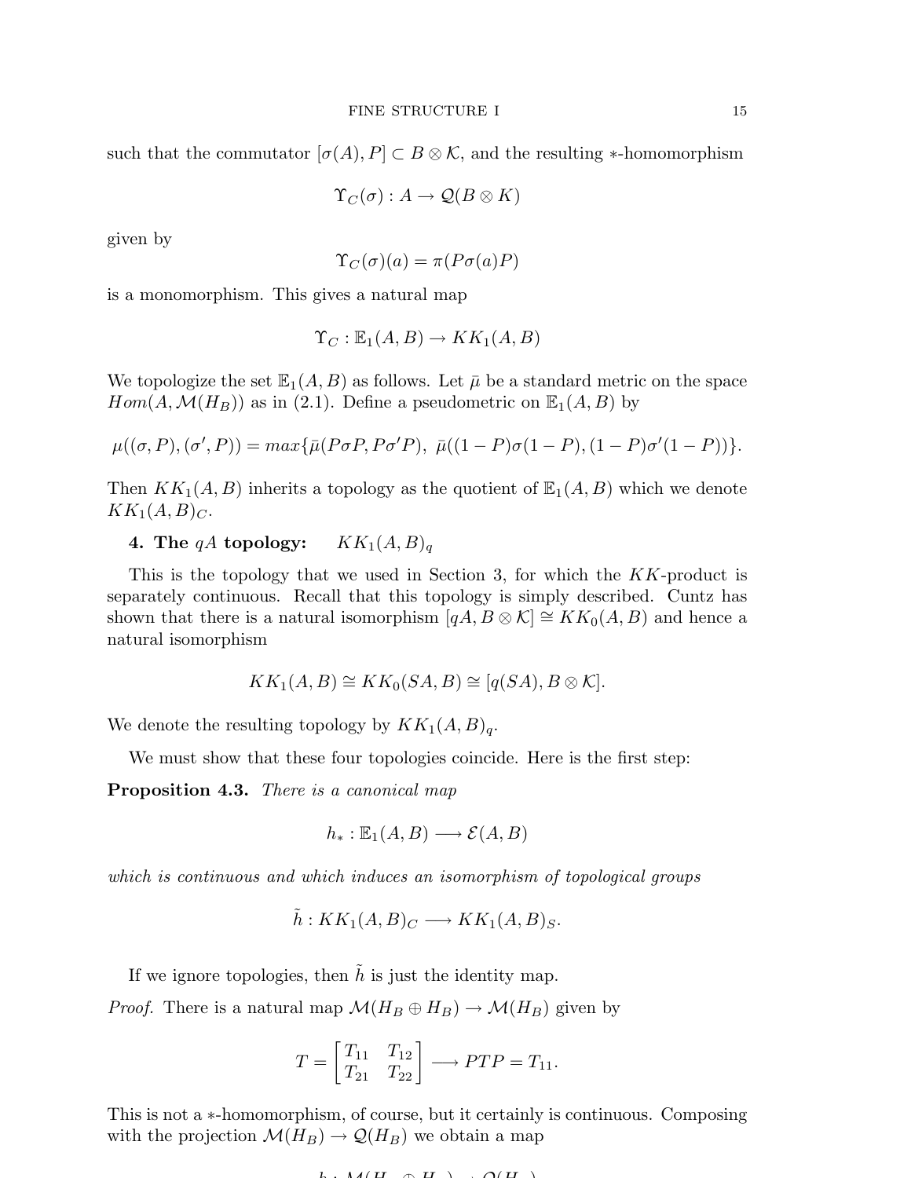such that the commutator $[\sigma(A), P] \subset B \otimes \mathcal{K}$, and the resulting $*$-homomorphism

$$\Upsilon_C(\sigma) : A \to \mathcal{Q}(B \otimes K)$$

given by

$$\Upsilon_C(\sigma)(a) = \pi(P\sigma(a)P)$$

is a monomorphism. This gives a natural map

$$\Upsilon_C : \mathbb{E}_1(A, B) \to KK_1(A, B)$$

We topologize the set $\mathbb{E}_1(A, B)$ as follows. Let $\bar{\mu}$ be a standard metric on the space $Hom(A, \mathcal{M}(H_B))$ as in (2.1). Define a pseudometric on $\mathbb{E}_1(A, B)$ by

$$\mu((\sigma, P), (\sigma', P)) = max\{\bar{\mu}(P\sigma P, P\sigma' P),\ \bar{\mu}((1-P)\sigma(1-P), (1-P)\sigma'(1-P))\}.$$

Then $KK_1(A, B)$ inherits a topology as the quotient of $\mathbb{E}_1(A, B)$ which we denote $KK_1(A, B)_C$.

**4. The $qA$ topology:** $\quad KK_1(A, B)_q$

This is the topology that we used in Section 3, for which the $KK$-product is separately continuous. Recall that this topology is simply described. Cuntz has shown that there is a natural isomorphism $[qA, B \otimes \mathcal{K}] \cong KK_0(A, B)$ and hence a natural isomorphism

$$KK_1(A, B) \cong KK_0(SA, B) \cong [q(SA), B \otimes \mathcal{K}].$$

We denote the resulting topology by $KK_1(A, B)_q$.

We must show that these four topologies coincide. Here is the first step:

**Proposition 4.3.** *There is a canonical map*

$$h_* : \mathbb{E}_1(A, B) \longrightarrow \mathcal{E}(A, B)$$

*which is continuous and which induces an isomorphism of topological groups*

$$\tilde{h} : KK_1(A, B)_C \longrightarrow KK_1(A, B)_S.$$

If we ignore topologies, then $\tilde{h}$ is just the identity map.

*Proof.* There is a natural map $\mathcal{M}(H_B \oplus H_B) \to \mathcal{M}(H_B)$ given by

$$T = \begin{bmatrix} T_{11} & T_{12} \\ T_{21} & T_{22} \end{bmatrix} \longrightarrow PTP = T_{11}.$$

This is not a $*$-homomorphism, of course, but it certainly is continuous. Composing with the projection $\mathcal{M}(H_B) \to \mathcal{Q}(H_B)$ we obtain a map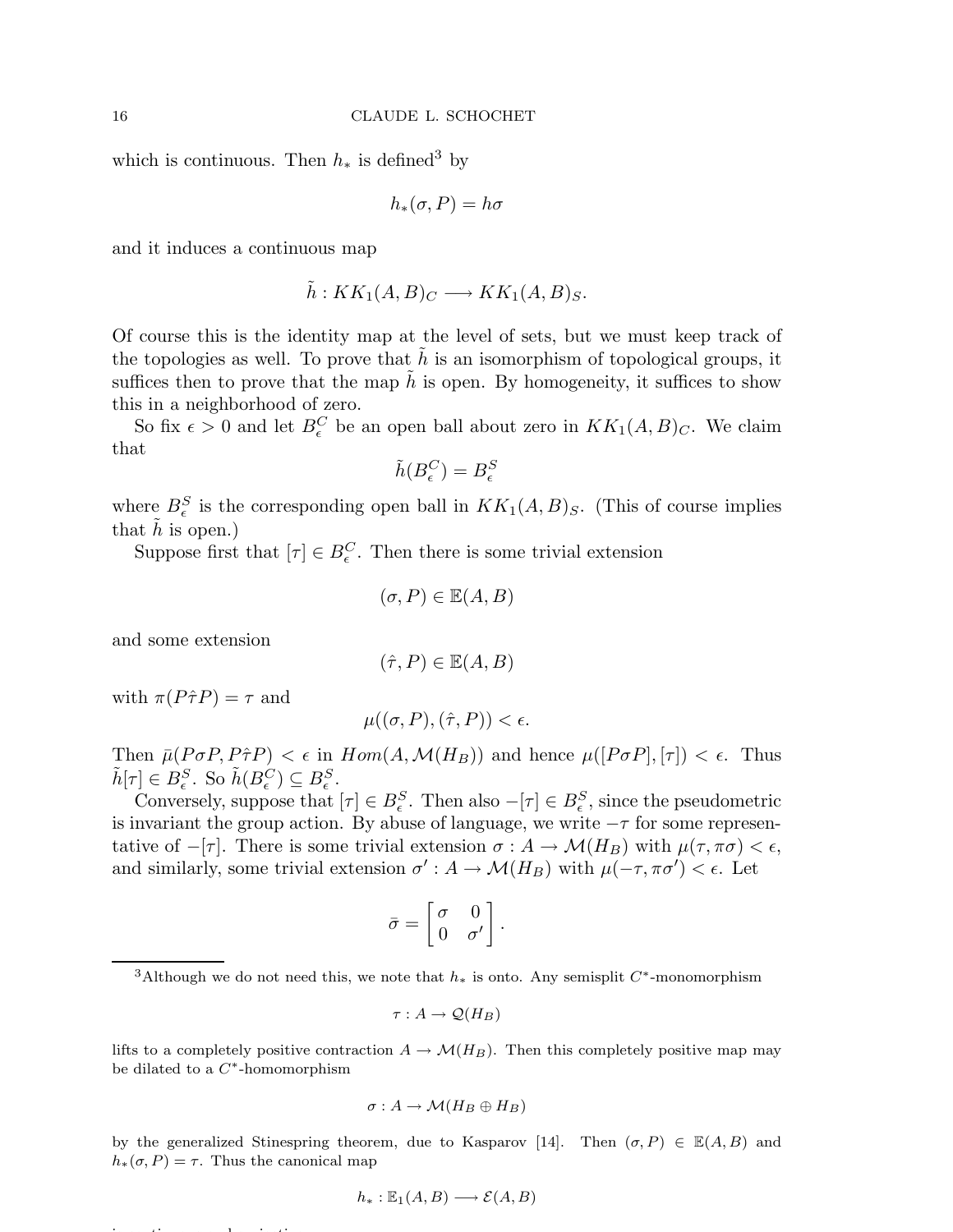which is continuous. Then $h_*$ is defined[3] by

$$h_*(\sigma, P) = h\sigma$$

and it induces a continuous map

$$\tilde{h} : KK_1(A, B)_C \longrightarrow KK_1(A, B)_S.$$

Of course this is the identity map at the level of sets, but we must keep track of the topologies as well. To prove that $\tilde{h}$ is an isomorphism of topological groups, it suffices then to prove that the map $\tilde{h}$ is open. By homogeneity, it suffices to show this in a neighborhood of zero.

So fix $\epsilon > 0$ and let $B^C_\epsilon$ be an open ball about zero in $KK_1(A, B)_C$. We claim that

$$\tilde{h}(B^C_\epsilon) = B^S_\epsilon$$

where $B^S_\epsilon$ is the corresponding open ball in $KK_1(A, B)_S$. (This of course implies that $\tilde{h}$ is open.)

Suppose first that $[\tau] \in B^C_\epsilon$. Then there is some trivial extension

$$(\sigma, P) \in \mathbb{E}(A, B)$$

and some extension

$$(\hat{\tau}, P) \in \mathbb{E}(A, B)$$

with $\pi(P\hat{\tau}P) = \tau$ and

$$\mu((\sigma, P), (\hat{\tau}, P)) < \epsilon.$$

Then $\bar{\mu}(P\sigma P, P\hat{\tau}P) < \epsilon$ in $Hom(A, \mathcal{M}(H_B))$ and hence $\mu([P\sigma P], [\tau]) < \epsilon$. Thus $\tilde{h}[\tau] \in B^S_\epsilon$. So $\tilde{h}(B^C_\epsilon) \subseteq B^S_\epsilon$.

Conversely, suppose that $[\tau] \in B^S_\epsilon$. Then also $-[\tau] \in B^S_\epsilon$, since the pseudometric is invariant the group action. By abuse of language, we write $-\tau$ for some representative of $-[\tau]$. There is some trivial extension $\sigma : A \to \mathcal{M}(H_B)$ with $\mu(\tau, \pi\sigma) < \epsilon$, and similarly, some trivial extension $\sigma' : A \to \mathcal{M}(H_B)$ with $\mu(-\tau, \pi\sigma') < \epsilon$. Let

$$\bar{\sigma} = \begin{bmatrix} \sigma & 0 \\ 0 & \sigma' \end{bmatrix}.$$

[3]Although we do not need this, we note that $h_*$ is onto. Any semisplit $C^*$-monomorphism

$$\tau : A \to \mathcal{Q}(H_B)$$

lifts to a completely positive contraction $A \to \mathcal{M}(H_B)$. Then this completely positive map may be dilated to a $C^*$-homomorphism

$$\sigma : A \to \mathcal{M}(H_B \oplus H_B)$$

by the generalized Stinespring theorem, due to Kasparov [14]. Then $(\sigma, P) \in \mathbb{E}(A, B)$ and $h_*(\sigma, P) = \tau$. Thus the canonical map

$$h_* : \mathbb{E}_1(A, B) \longrightarrow \mathcal{E}(A, B)$$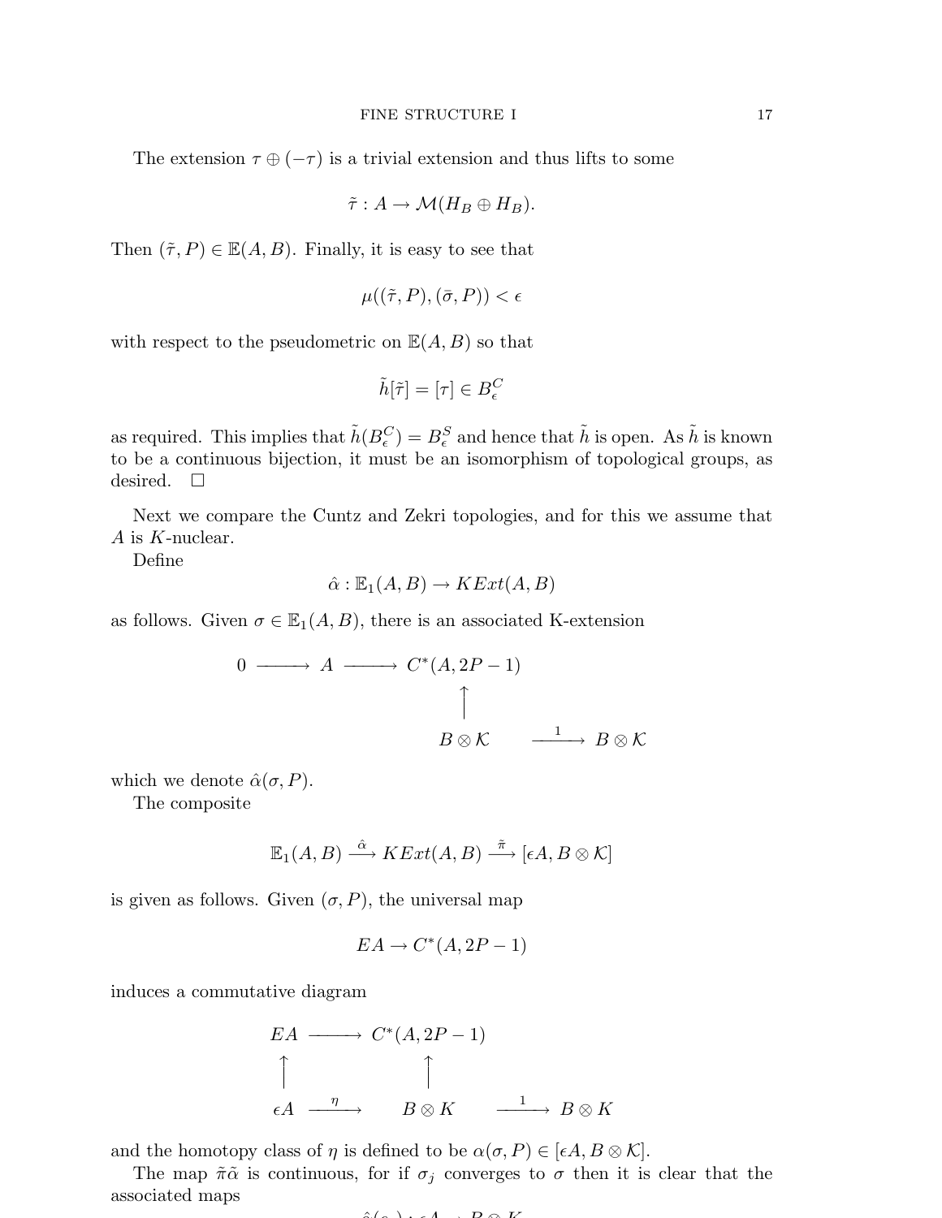The extension $\tau \oplus (-\tau)$ is a trivial extension and thus lifts to some

$$\tilde{\tau} : A \to \mathcal{M}(H_B \oplus H_B).$$

Then $(\tilde{\tau}, P) \in \mathbb{E}(A, B)$. Finally, it is easy to see that

$$\mu((\tilde{\tau}, P), (\bar{\sigma}, P)) < \epsilon$$

with respect to the pseudometric on $\mathbb{E}(A, B)$ so that

$$\tilde{h}[\tilde{\tau}] = [\tau] \in B_\epsilon^C$$

as required. This implies that $\tilde{h}(B_\epsilon^C) = B_\epsilon^S$ and hence that $\tilde{h}$ is open. As $\tilde{h}$ is known to be a continuous bijection, it must be an isomorphism of topological groups, as desired. $\square$

Next we compare the Cuntz and Zekri topologies, and for this we assume that $A$ is $K$-nuclear.

Define

$$\hat{\alpha} : \mathbb{E}_1(A, B) \to KExt(A, B)$$

as follows. Given $\sigma \in \mathbb{E}_1(A, B)$, there is an associated K-extension

$$\begin{array}{ccccc}
0 \longrightarrow & A & \longrightarrow & C^*(A, 2P-1) & \\
 & & & \big\uparrow & \\
 & & & B \otimes \mathcal{K} & \xrightarrow{\;1\;} B \otimes \mathcal{K}
\end{array}$$

which we denote $\hat{\alpha}(\sigma, P)$.

The composite

$$\mathbb{E}_1(A, B) \xrightarrow{\hat{\alpha}} KExt(A, B) \xrightarrow{\tilde{\pi}} [\epsilon A, B \otimes \mathcal{K}]$$

is given as follows. Given $(\sigma, P)$, the universal map

$$EA \to C^*(A, 2P-1)$$

induces a commutative diagram

$$\begin{array}{ccccc}
EA & \longrightarrow & C^*(A, 2P-1) & & \\
\big\uparrow & & \big\uparrow & & \\
\epsilon A & \xrightarrow{\;\eta\;} & B \otimes K & \xrightarrow{\;1\;} & B \otimes K
\end{array}$$

and the homotopy class of $\eta$ is defined to be $\alpha(\sigma, P) \in [\epsilon A, B \otimes \mathcal{K}]$.

The map $\tilde{\pi}\tilde{\alpha}$ is continuous, for if $\sigma_j$ converges to $\sigma$ then it is clear that the associated maps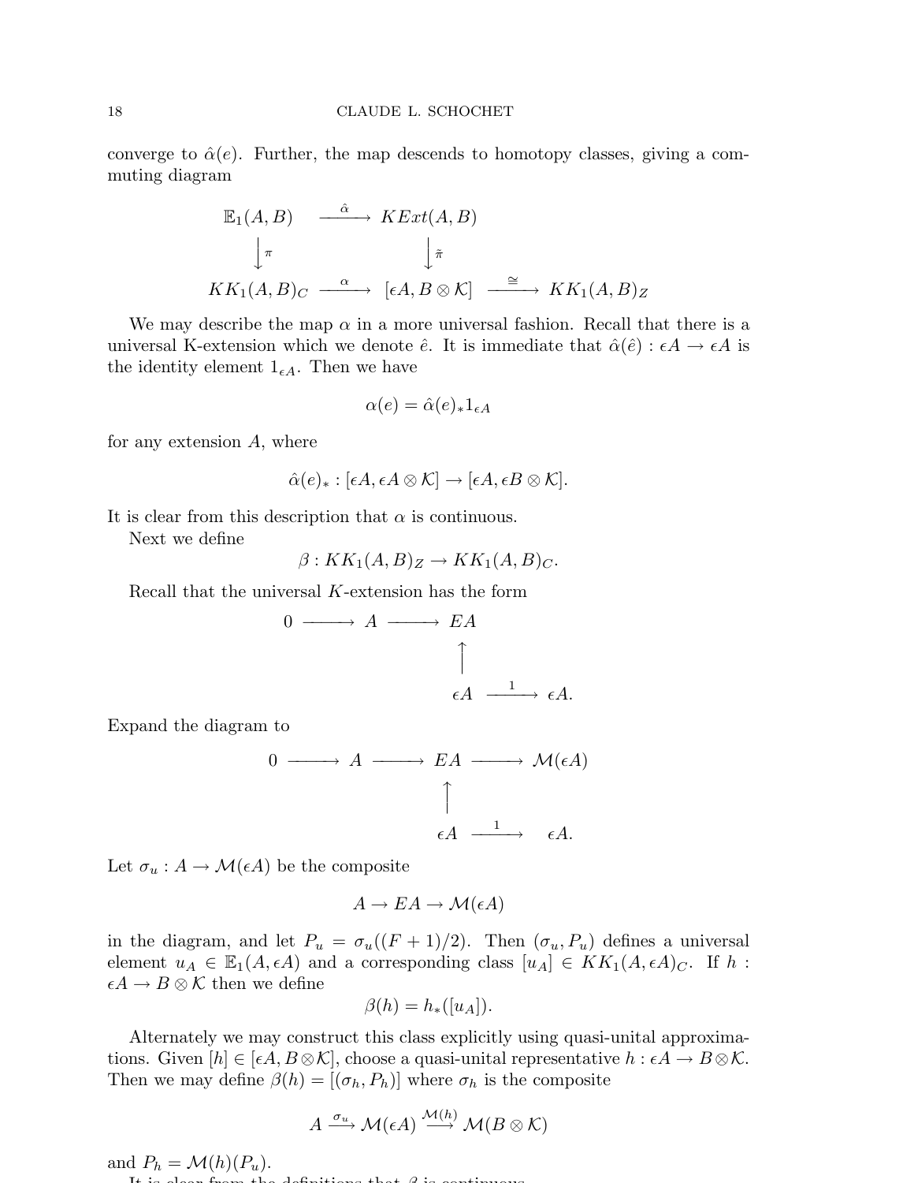converge to $\hat{\alpha}(e)$. Further, the map descends to homotopy classes, giving a commuting diagram

$$
\begin{array}{ccccc}
\mathbb{E}_1(A,B) & \xrightarrow{\hat{\alpha}} & KExt(A,B) & & \\
\downarrow \pi & & \downarrow \tilde{\pi} & & \\
KK_1(A,B)_C & \xrightarrow{\alpha} & [\epsilon A, B\otimes\mathcal{K}] & \xrightarrow{\cong} & KK_1(A,B)_Z
\end{array}
$$

We may describe the map $\alpha$ in a more universal fashion. Recall that there is a universal K-extension which we denote $\hat{e}$. It is immediate that $\hat{\alpha}(\hat{e}) : \epsilon A \to \epsilon A$ is the identity element $1_{\epsilon A}$. Then we have

$$\alpha(e) = \hat{\alpha}(e)_* 1_{\epsilon A}$$

for any extension $A$, where

$$\hat{\alpha}(e)_* : [\epsilon A, \epsilon A \otimes \mathcal{K}] \to [\epsilon A, \epsilon B \otimes \mathcal{K}].$$

It is clear from this description that $\alpha$ is continuous.

Next we define

$$\beta : KK_1(A,B)_Z \to KK_1(A,B)_C.$$

Recall that the universal $K$-extension has the form

$$
\begin{array}{ccccc}
0 & \longrightarrow & A & \longrightarrow & EA \\
 & & & & \uparrow \\
 & & & & \epsilon A \xrightarrow{1} \epsilon A.
\end{array}
$$

Expand the diagram to

$$
\begin{array}{ccccccc}
0 & \longrightarrow & A & \longrightarrow & EA & \longrightarrow & \mathcal{M}(\epsilon A) \\
 & & & & \uparrow & & \\
 & & & & \epsilon A & \xrightarrow{1} & \epsilon A.
\end{array}
$$

Let $\sigma_u : A \to \mathcal{M}(\epsilon A)$ be the composite

$$A \to EA \to \mathcal{M}(\epsilon A)$$

in the diagram, and let $P_u = \sigma_u((F+1)/2)$. Then $(\sigma_u, P_u)$ defines a universal element $u_A \in \mathbb{E}_1(A, \epsilon A)$ and a corresponding class $[u_A] \in KK_1(A, \epsilon A)_C$. If $h : \epsilon A \to B \otimes \mathcal{K}$ then we define

$$\beta(h) = h_*([u_A]).$$

Alternately we may construct this class explicitly using quasi-unital approximations. Given $[h] \in [\epsilon A, B\otimes\mathcal{K}]$, choose a quasi-unital representative $h : \epsilon A \to B \otimes \mathcal{K}$. Then we may define $\beta(h) = [(\sigma_h, P_h)]$ where $\sigma_h$ is the composite

$$A \xrightarrow{\sigma_u} \mathcal{M}(\epsilon A) \xrightarrow{\mathcal{M}(h)} \mathcal{M}(B\otimes\mathcal{K})$$

and $P_h = \mathcal{M}(h)(P_u)$.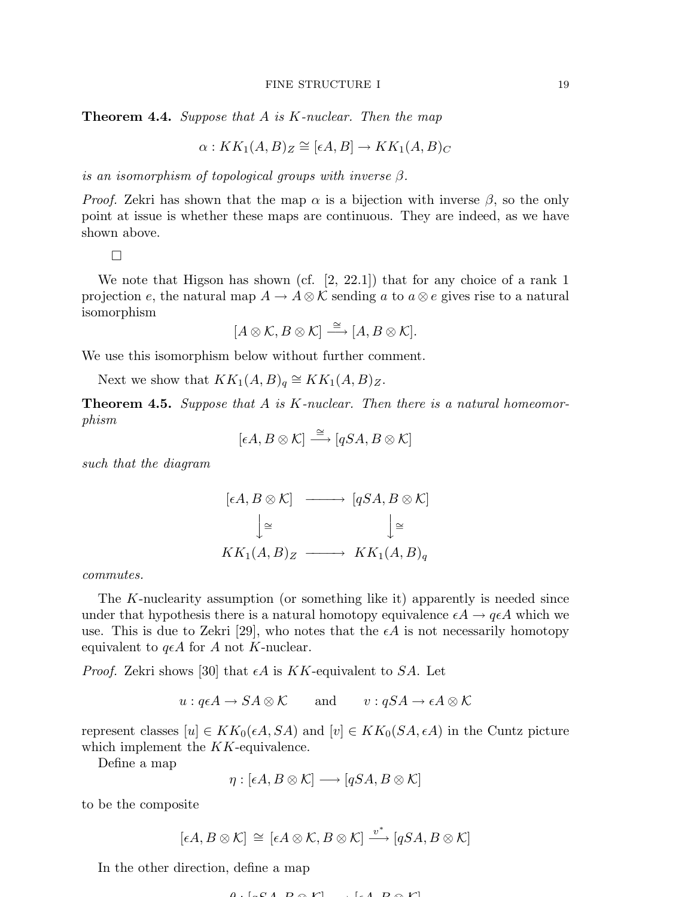**Theorem 4.4.** *Suppose that $A$ is $K$-nuclear. Then the map*

$$\alpha : KK_1(A,B)_Z \cong [\epsilon A, B] \to KK_1(A,B)_C$$

*is an isomorphism of topological groups with inverse $\beta$.*

*Proof.* Zekri has shown that the map $\alpha$ is a bijection with inverse $\beta$, so the only point at issue is whether these maps are continuous. They are indeed, as we have shown above.

□

We note that Higson has shown (cf. [2, 22.1]) that for any choice of a rank 1 projection $e$, the natural map $A \to A \otimes \mathcal{K}$ sending $a$ to $a \otimes e$ gives rise to a natural isomorphism

$$[A \otimes \mathcal{K}, B \otimes \mathcal{K}] \xrightarrow{\cong} [A, B \otimes \mathcal{K}].$$

We use this isomorphism below without further comment.

Next we show that $KK_1(A,B)_q \cong KK_1(A,B)_Z$.

**Theorem 4.5.** *Suppose that $A$ is $K$-nuclear. Then there is a natural homeomorphism*

$$[\epsilon A, B \otimes \mathcal{K}] \xrightarrow{\cong} [qSA, B \otimes \mathcal{K}]$$

*such that the diagram*

$$\begin{array}{ccc}
[\epsilon A, B \otimes \mathcal{K}] & \longrightarrow & [qSA, B \otimes \mathcal{K}] \\
\downarrow \cong & & \downarrow \cong \\
KK_1(A,B)_Z & \longrightarrow & KK_1(A,B)_q
\end{array}$$

*commutes.*

The $K$-nuclearity assumption (or something like it) apparently is needed since under that hypothesis there is a natural homotopy equivalence $\epsilon A \to q\epsilon A$ which we use. This is due to Zekri [29], who notes that the $\epsilon A$ is not necessarily homotopy equivalent to $q\epsilon A$ for $A$ not $K$-nuclear.

*Proof.* Zekri shows [30] that $\epsilon A$ is $KK$-equivalent to $SA$. Let

$$u : q\epsilon A \to SA \otimes \mathcal{K} \qquad \text{and} \qquad v : qSA \to \epsilon A \otimes \mathcal{K}$$

represent classes $[u] \in KK_0(\epsilon A, SA)$ and $[v] \in KK_0(SA, \epsilon A)$ in the Cuntz picture which implement the $KK$-equivalence.

Define a map

$$\eta : [\epsilon A, B \otimes \mathcal{K}] \longrightarrow [qSA, B \otimes \mathcal{K}]$$

to be the composite

$$[\epsilon A, B \otimes \mathcal{K}] \cong [\epsilon A \otimes \mathcal{K}, B \otimes \mathcal{K}] \xrightarrow{v^*} [qSA, B \otimes \mathcal{K}]$$

In the other direction, define a map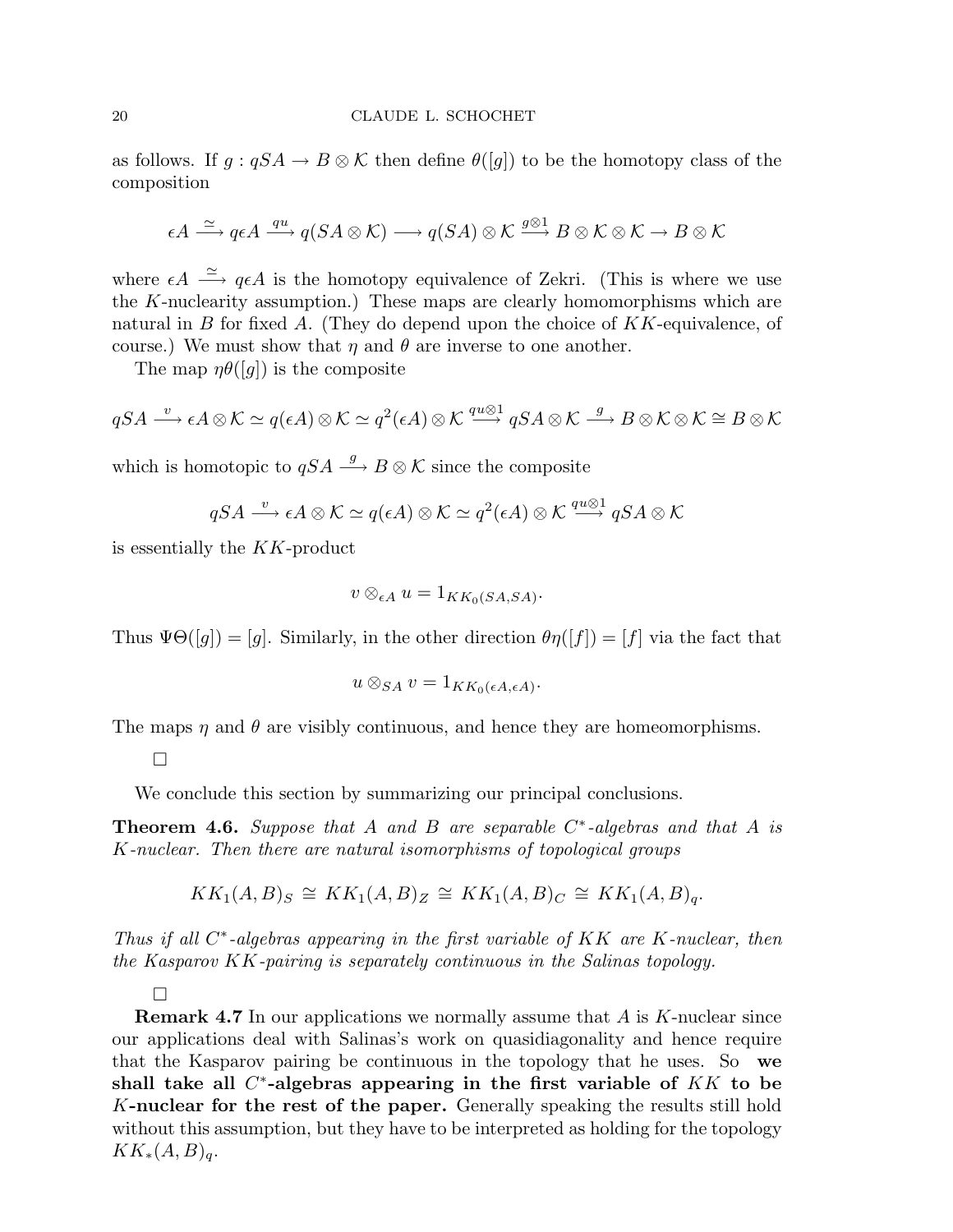as follows. If $g : qSA \to B \otimes \mathcal{K}$ then define $\theta([g])$ to be the homotopy class of the composition

$$\epsilon A \xrightarrow{\simeq} q\epsilon A \xrightarrow{qu} q(SA \otimes \mathcal{K}) \longrightarrow q(SA) \otimes \mathcal{K} \xrightarrow{g \otimes 1} B \otimes \mathcal{K} \otimes \mathcal{K} \to B \otimes \mathcal{K}$$

where $\epsilon A \xrightarrow{\simeq} q\epsilon A$ is the homotopy equivalence of Zekri. (This is where we use the $K$-nuclearity assumption.) These maps are clearly homomorphisms which are natural in $B$ for fixed $A$. (They do depend upon the choice of $KK$-equivalence, of course.) We must show that $\eta$ and $\theta$ are inverse to one another.

The map $\eta\theta([g])$ is the composite

$$qSA \xrightarrow{v} \epsilon A \otimes \mathcal{K} \simeq q(\epsilon A) \otimes \mathcal{K} \simeq q^2(\epsilon A) \otimes \mathcal{K} \xrightarrow{qu \otimes 1} qSA \otimes \mathcal{K} \xrightarrow{g} B \otimes \mathcal{K} \otimes \mathcal{K} \cong B \otimes \mathcal{K}$$

which is homotopic to $qSA \xrightarrow{g} B \otimes \mathcal{K}$ since the composite

$$qSA \xrightarrow{v} \epsilon A \otimes \mathcal{K} \simeq q(\epsilon A) \otimes \mathcal{K} \simeq q^2(\epsilon A) \otimes \mathcal{K} \xrightarrow{qu \otimes 1} qSA \otimes \mathcal{K}$$

is essentially the $KK$-product

$$v \otimes_{\epsilon A} u = 1_{KK_0(SA,SA)}.$$

Thus $\Psi\Theta([g]) = [g]$. Similarly, in the other direction $\theta\eta([f]) = [f]$ via the fact that

$$u \otimes_{SA} v = 1_{KK_0(\epsilon A, \epsilon A)}.$$

The maps $\eta$ and $\theta$ are visibly continuous, and hence they are homeomorphisms.

□

We conclude this section by summarizing our principal conclusions.

**Theorem 4.6.** *Suppose that $A$ and $B$ are separable $C^*$-algebras and that $A$ is $K$-nuclear. Then there are natural isomorphisms of topological groups*

$$KK_1(A,B)_S \cong KK_1(A,B)_Z \cong KK_1(A,B)_C \cong KK_1(A,B)_q.$$

*Thus if all $C^*$-algebras appearing in the first variable of $KK$ are $K$-nuclear, then the Kasparov $KK$-pairing is separately continuous in the Salinas topology.*

□

**Remark 4.7** In our applications we normally assume that $A$ is $K$-nuclear since our applications deal with Salinas's work on quasidiagonality and hence require that the Kasparov pairing be continuous in the topology that he uses. So **we shall take all $C^*$-algebras appearing in the first variable of $KK$ to be $K$-nuclear for the rest of the paper.** Generally speaking the results still hold without this assumption, but they have to be interpreted as holding for the topology $KK_*(A,B)_q$.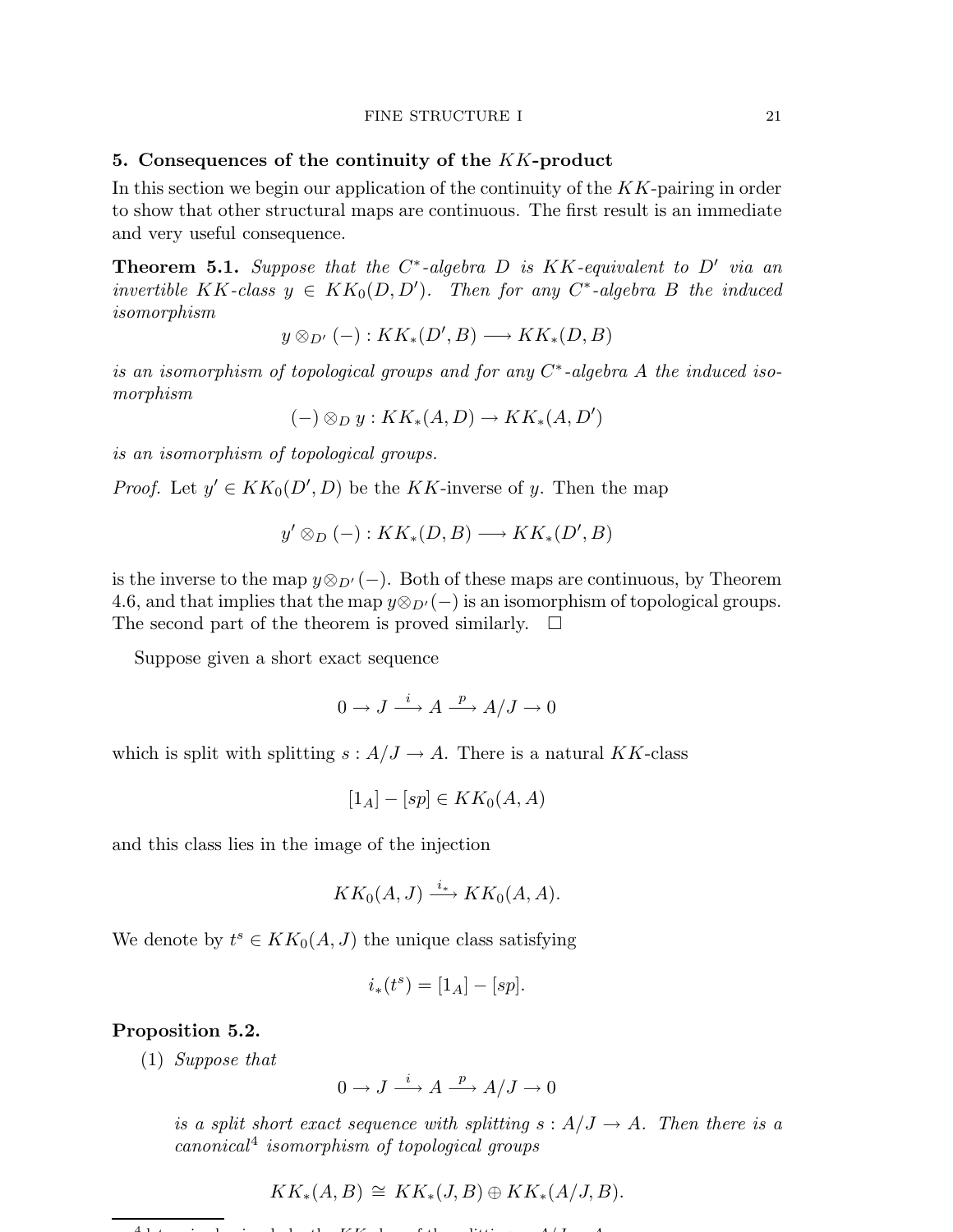## 5. Consequences of the continuity of the $KK$-product

In this section we begin our application of the continuity of the $KK$-pairing in order to show that other structural maps are continuous. The first result is an immediate and very useful consequence.

**Theorem 5.1.** *Suppose that the $C^*$-algebra $D$ is $KK$-equivalent to $D'$ via an invertible $KK$-class $y \in KK_0(D, D')$. Then for any $C^*$-algebra $B$ the induced isomorphism*

$$y \otimes_{D'} (-) : KK_*(D', B) \longrightarrow KK_*(D, B)$$

*is an isomorphism of topological groups and for any $C^*$-algebra $A$ the induced isomorphism*

$$(-) \otimes_D y : KK_*(A, D) \to KK_*(A, D')$$

*is an isomorphism of topological groups.*

*Proof.* Let $y' \in KK_0(D', D)$ be the $KK$-inverse of $y$. Then the map

$$y' \otimes_D (-) : KK_*(D, B) \longrightarrow KK_*(D', B)$$

is the inverse to the map $y \otimes_{D'} (-)$. Both of these maps are continuous, by Theorem 4.6, and that implies that the map $y \otimes_{D'} (-)$ is an isomorphism of topological groups. The second part of the theorem is proved similarly. □

Suppose given a short exact sequence

$$0 \to J \xrightarrow{i} A \xrightarrow{p} A/J \to 0$$

which is split with splitting $s : A/J \to A$. There is a natural $KK$-class

$$[1_A] - [sp] \in KK_0(A, A)$$

and this class lies in the image of the injection

$$KK_0(A, J) \xrightarrow{i_*} KK_0(A, A).$$

We denote by $t^s \in KK_0(A, J)$ the unique class satisfying

$$i_*(t^s) = [1_A] - [sp].$$

**Proposition 5.2.**

(1) *Suppose that*

$$0 \to J \xrightarrow{i} A \xrightarrow{p} A/J \to 0$$

*is a split short exact sequence with splitting $s : A/J \to A$. Then there is a canonical[4] isomorphism of topological groups*

$$KK_*(A, B) \cong KK_*(J, B) \oplus KK_*(A/J, B).$$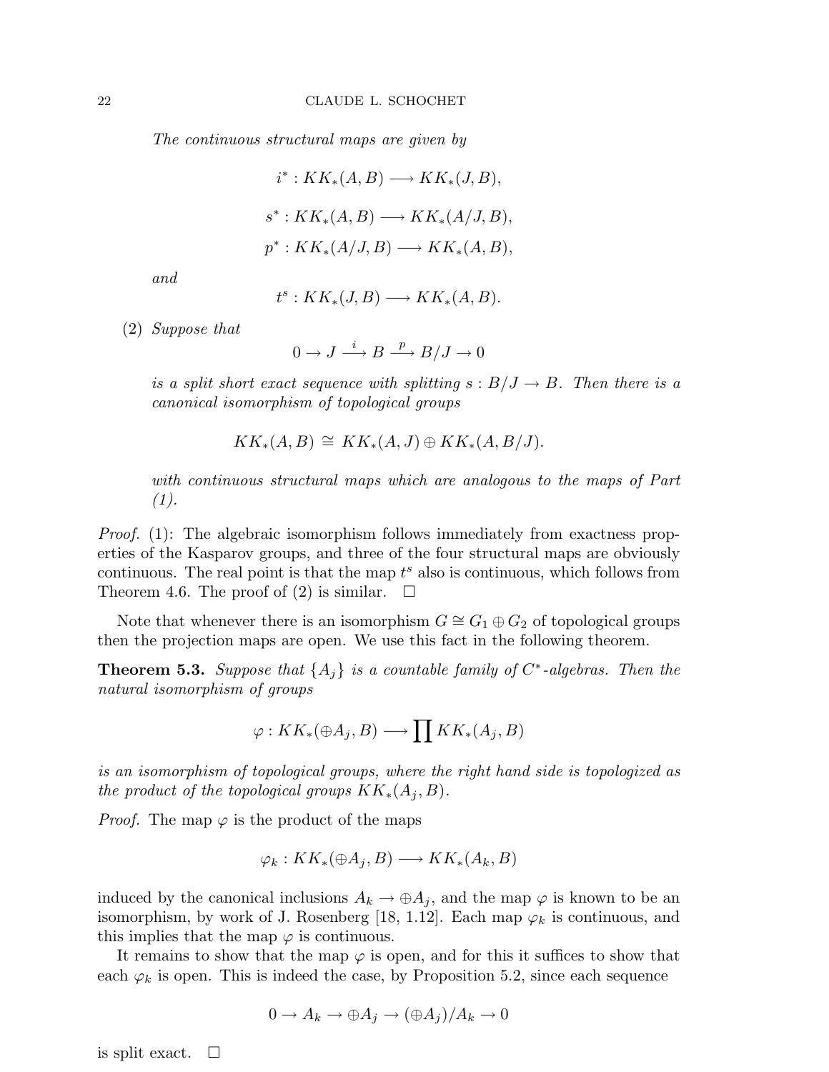*The continuous structural maps are given by*

$$i^* : KK_*(A, B) \longrightarrow KK_*(J, B),$$

$$s^* : KK_*(A, B) \longrightarrow KK_*(A/J, B),$$

$$p^* : KK_*(A/J, B) \longrightarrow KK_*(A, B),$$

*and*

$$t^s : KK_*(J, B) \longrightarrow KK_*(A, B).$$

(2) *Suppose that*

$$0 \to J \xrightarrow{i} B \xrightarrow{p} B/J \to 0$$

*is a split short exact sequence with splitting* $s : B/J \to B$. *Then there is a canonical isomorphism of topological groups*

$$KK_*(A, B) \cong KK_*(A, J) \oplus KK_*(A, B/J).$$

*with continuous structural maps which are analogous to the maps of Part (1).*

*Proof.* (1): The algebraic isomorphism follows immediately from exactness properties of the Kasparov groups, and three of the four structural maps are obviously continuous. The real point is that the map $t^s$ also is continuous, which follows from Theorem 4.6. The proof of (2) is similar. $\square$

Note that whenever there is an isomorphism $G \cong G_1 \oplus G_2$ of topological groups then the projection maps are open. We use this fact in the following theorem.

**Theorem 5.3.** *Suppose that* $\{A_j\}$ *is a countable family of* $C^*$*-algebras. Then the natural isomorphism of groups*

$$\varphi : KK_*(\oplus A_j, B) \longrightarrow \prod KK_*(A_j, B)$$

*is an isomorphism of topological groups, where the right hand side is topologized as the product of the topological groups* $KK_*(A_j, B)$.

*Proof.* The map $\varphi$ is the product of the maps

$$\varphi_k : KK_*(\oplus A_j, B) \longrightarrow KK_*(A_k, B)$$

induced by the canonical inclusions $A_k \to \oplus A_j$, and the map $\varphi$ is known to be an isomorphism, by work of J. Rosenberg [18, 1.12]. Each map $\varphi_k$ is continuous, and this implies that the map $\varphi$ is continuous.

It remains to show that the map $\varphi$ is open, and for this it suffices to show that each $\varphi_k$ is open. This is indeed the case, by Proposition 5.2, since each sequence

$$0 \to A_k \to \oplus A_j \to (\oplus A_j)/A_k \to 0$$

is split exact. $\square$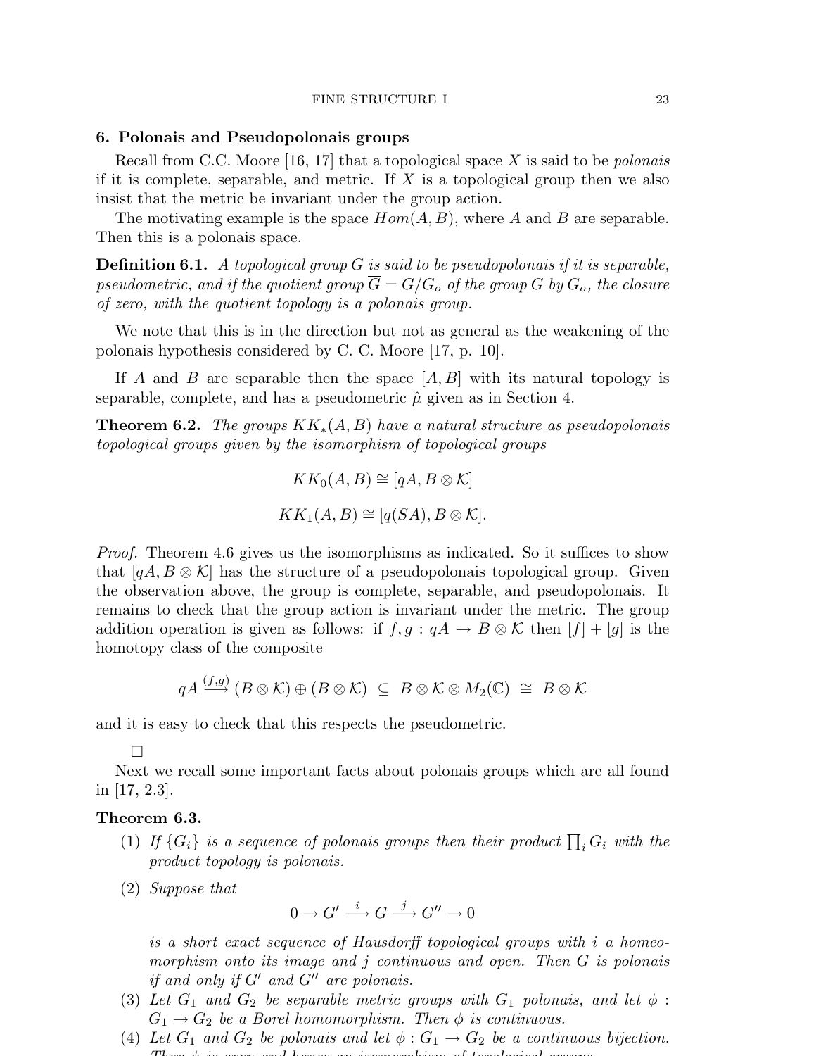## 6. Polonais and Pseudopolonais groups

Recall from C.C. Moore [16, 17] that a topological space $X$ is said to be *polonais* if it is complete, separable, and metric. If $X$ is a topological group then we also insist that the metric be invariant under the group action.

The motivating example is the space $Hom(A, B)$, where $A$ and $B$ are separable. Then this is a polonais space.

**Definition 6.1.** *A topological group $G$ is said to be pseudopolonais if it is separable, pseudometric, and if the quotient group $\overline{G} = G/G_o$ of the group $G$ by $G_o$, the closure of zero, with the quotient topology is a polonais group.*

We note that this is in the direction but not as general as the weakening of the polonais hypothesis considered by C. C. Moore [17, p. 10].

If $A$ and $B$ are separable then the space $[A, B]$ with its natural topology is separable, complete, and has a pseudometric $\hat{\mu}$ given as in Section 4.

**Theorem 6.2.** *The groups $KK_*(A, B)$ have a natural structure as pseudopolonais topological groups given by the isomorphism of topological groups*

$$KK_0(A, B) \cong [qA, B \otimes \mathcal{K}]$$

$$KK_1(A, B) \cong [q(SA), B \otimes \mathcal{K}].$$

*Proof.* Theorem 4.6 gives us the isomorphisms as indicated. So it suffices to show that $[qA, B \otimes \mathcal{K}]$ has the structure of a pseudopolonais topological group. Given the observation above, the group is complete, separable, and pseudopolonais. It remains to check that the group action is invariant under the metric. The group addition operation is given as follows: if $f, g : qA \to B \otimes \mathcal{K}$ then $[f] + [g]$ is the homotopy class of the composite

$$qA \xrightarrow{(f,g)} (B \otimes \mathcal{K}) \oplus (B \otimes \mathcal{K}) \;\subseteq\; B \otimes \mathcal{K} \otimes M_2(\mathbb{C}) \;\cong\; B \otimes \mathcal{K}$$

and it is easy to check that this respects the pseudometric.

□

Next we recall some important facts about polonais groups which are all found in [17, 2.3].

**Theorem 6.3.**

1. *If $\{G_i\}$ is a sequence of polonais groups then their product $\prod_i G_i$ with the product topology is polonais.*
2. *Suppose that*
$$0 \to G' \xrightarrow{i} G \xrightarrow{j} G'' \to 0$$
*is a short exact sequence of Hausdorff topological groups with $i$ a homeomorphism onto its image and $j$ continuous and open. Then $G$ is polonais if and only if $G'$ and $G''$ are polonais.*
3. *Let $G_1$ and $G_2$ be separable metric groups with $G_1$ polonais, and let $\phi : G_1 \to G_2$ be a Borel homomorphism. Then $\phi$ is continuous.*
4. *Let $G_1$ and $G_2$ be polonais and let $\phi : G_1 \to G_2$ be a continuous bijection. Then $\phi$ is open and hence an isomorphism of topological groups.*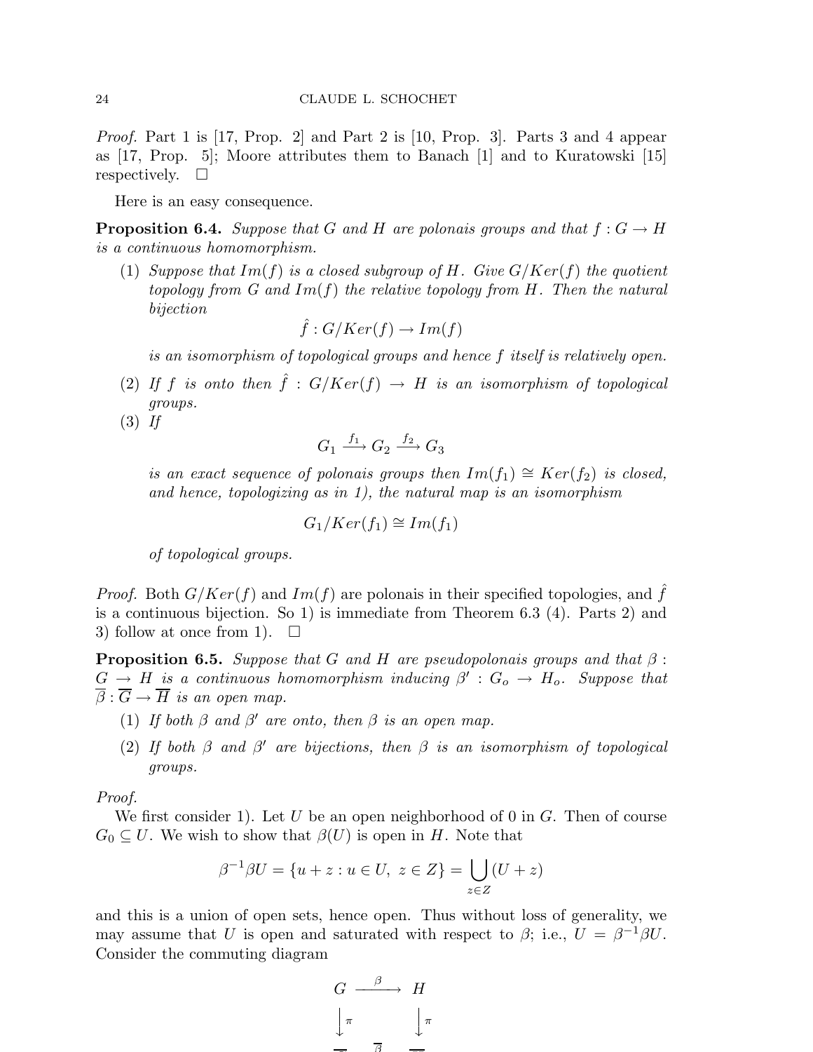*Proof.* Part 1 is [17, Prop. 2] and Part 2 is [10, Prop. 3]. Parts 3 and 4 appear as [17, Prop. 5]; Moore attributes them to Banach [1] and to Kuratowski [15] respectively. □

Here is an easy consequence.

**Proposition 6.4.** *Suppose that $G$ and $H$ are polonais groups and that $f : G \to H$ is a continuous homomorphism.*

1. *Suppose that $Im(f)$ is a closed subgroup of $H$. Give $G/Ker(f)$ the quotient topology from $G$ and $Im(f)$ the relative topology from $H$. Then the natural bijection*
$$\hat{f} : G/Ker(f) \to Im(f)$$
*is an isomorphism of topological groups and hence $f$ itself is relatively open.*
2. *If $f$ is onto then $\hat{f} : G/Ker(f) \to H$ is an isomorphism of topological groups.*
3. *If*
$$G_1 \xrightarrow{f_1} G_2 \xrightarrow{f_2} G_3$$
*is an exact sequence of polonais groups then $Im(f_1) \cong Ker(f_2)$ is closed, and hence, topologizing as in 1), the natural map is an isomorphism*
$$G_1/Ker(f_1) \cong Im(f_1)$$
*of topological groups.*

*Proof.* Both $G/Ker(f)$ and $Im(f)$ are polonais in their specified topologies, and $\hat{f}$ is a continuous bijection. So 1) is immediate from Theorem 6.3 (4). Parts 2) and 3) follow at once from 1). □

**Proposition 6.5.** *Suppose that $G$ and $H$ are pseudopolonais groups and that $\beta : G \to H$ is a continuous homomorphism inducing $\beta' : G_o \to H_o$. Suppose that $\overline{\beta} : \overline{G} \to \overline{H}$ is an open map.*

1. *If both $\beta$ and $\beta'$ are onto, then $\beta$ is an open map.*
2. *If both $\beta$ and $\beta'$ are bijections, then $\beta$ is an isomorphism of topological groups.*

*Proof.*

We first consider 1). Let $U$ be an open neighborhood of 0 in $G$. Then of course $G_0 \subseteq U$. We wish to show that $\beta(U)$ is open in $H$. Note that

$$\beta^{-1}\beta U = \{u + z : u \in U,\ z \in Z\} = \bigcup_{z \in Z} (U + z)$$

and this is a union of open sets, hence open. Thus without loss of generality, we may assume that $U$ is open and saturated with respect to $\beta$; i.e., $U = \beta^{-1}\beta U$. Consider the commuting diagram

$$\begin{array}{ccc} G & \xrightarrow{\beta} & H \\ \downarrow \pi & & \downarrow \pi \\ \overline{G} & \xrightarrow{\overline{\beta}} & \overline{H} \end{array}$$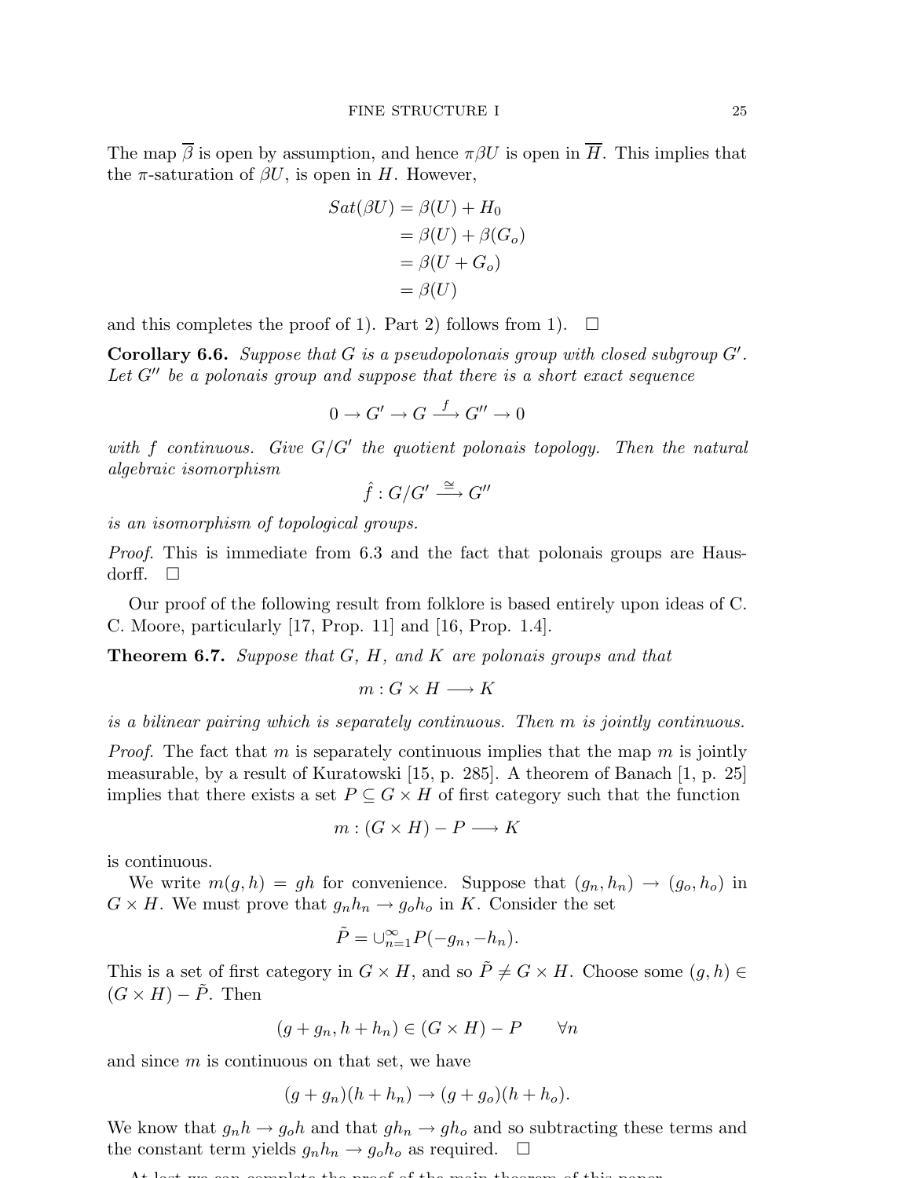The map $\overline{\beta}$ is open by assumption, and hence $\pi\beta U$ is open in $\overline{H}$. This implies that the $\pi$-saturation of $\beta U$, is open in $H$. However,

$$
\begin{aligned}
Sat(\beta U) &= \beta(U) + H_0 \\
&= \beta(U) + \beta(G_o) \\
&= \beta(U + G_o) \\
&= \beta(U)
\end{aligned}
$$

and this completes the proof of 1). Part 2) follows from 1). $\square$

**Corollary 6.6.** *Suppose that $G$ is a pseudopolonais group with closed subgroup $G'$. Let $G''$ be a polonais group and suppose that there is a short exact sequence*

$$0 \to G' \to G \xrightarrow{f} G'' \to 0$$

*with $f$ continuous. Give $G/G'$ the quotient polonais topology. Then the natural algebraic isomorphism*

$$\hat{f} : G/G' \xrightarrow{\cong} G''$$

*is an isomorphism of topological groups.*

*Proof.* This is immediate from 6.3 and the fact that polonais groups are Hausdorff. $\square$

Our proof of the following result from folklore is based entirely upon ideas of C. C. Moore, particularly [17, Prop. 11] and [16, Prop. 1.4].

**Theorem 6.7.** *Suppose that $G$, $H$, and $K$ are polonais groups and that*

$$m : G \times H \longrightarrow K$$

*is a bilinear pairing which is separately continuous. Then $m$ is jointly continuous.*

*Proof.* The fact that $m$ is separately continuous implies that the map $m$ is jointly measurable, by a result of Kuratowski [15, p. 285]. A theorem of Banach [1, p. 25] implies that there exists a set $P \subseteq G \times H$ of first category such that the function

$$m : (G \times H) - P \longrightarrow K$$

is continuous.

We write $m(g, h) = gh$ for convenience. Suppose that $(g_n, h_n) \to (g_o, h_o)$ in $G \times H$. We must prove that $g_n h_n \to g_o h_o$ in $K$. Consider the set

$$\tilde{P} = \cup_{n=1}^{\infty} P(-g_n, -h_n).$$

This is a set of first category in $G \times H$, and so $\tilde{P} \neq G \times H$. Choose some $(g, h) \in (G \times H) - \tilde{P}$. Then

$$(g + g_n, h + h_n) \in (G \times H) - P \qquad \forall n$$

and since $m$ is continuous on that set, we have

$$(g + g_n)(h + h_n) \to (g + g_o)(h + h_o).$$

We know that $g_n h \to g_o h$ and that $g h_n \to g h_o$ and so subtracting these terms and the constant term yields $g_n h_n \to g_o h_o$ as required. $\square$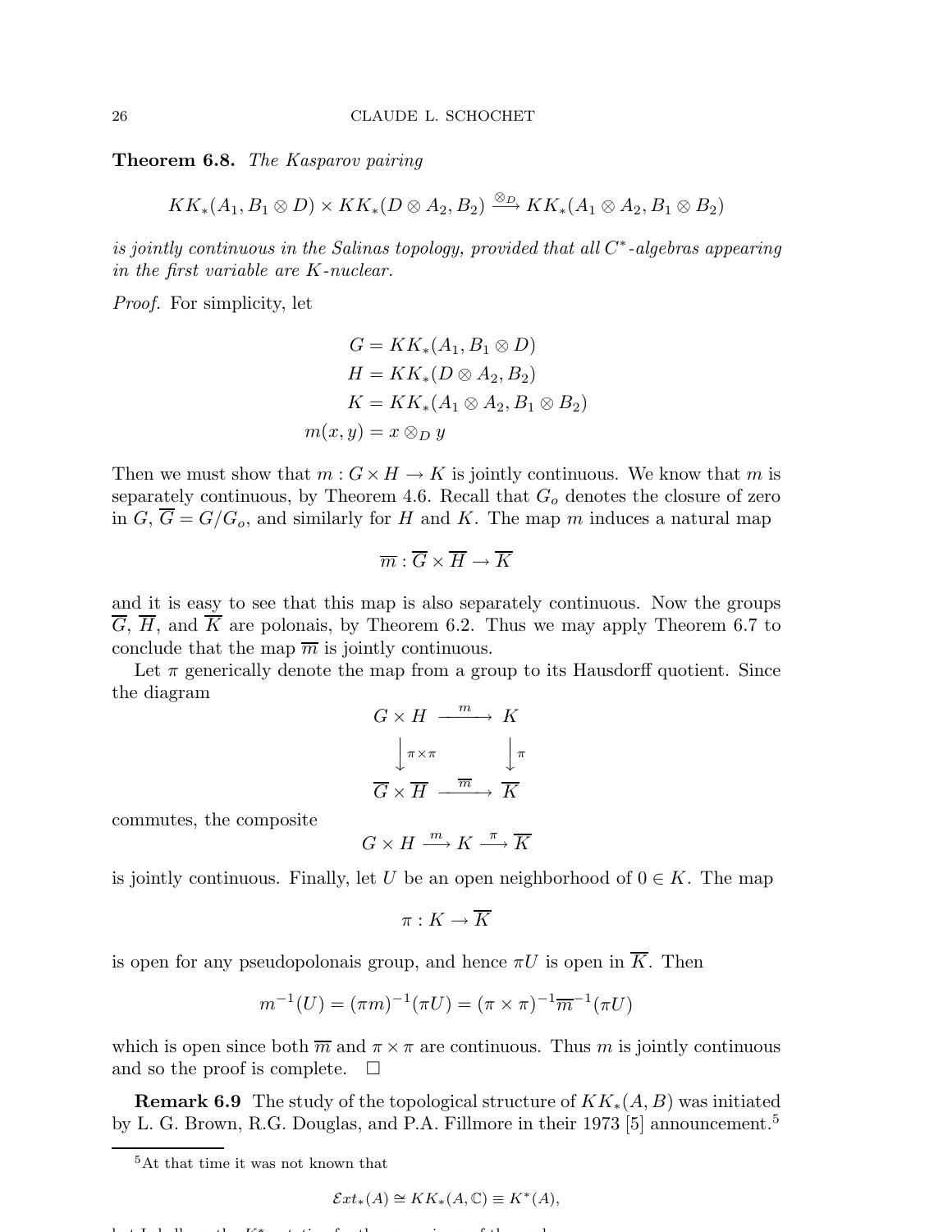**Theorem 6.8.** *The Kasparov pairing*

$$KK_*(A_1, B_1 \otimes D) \times KK_*(D \otimes A_2, B_2) \xrightarrow{\otimes_D} KK_*(A_1 \otimes A_2, B_1 \otimes B_2)$$

*is jointly continuous in the Salinas topology, provided that all $C^*$-algebras appearing in the first variable are $K$-nuclear.*

*Proof.* For simplicity, let

$$\begin{aligned}
G &= KK_*(A_1, B_1 \otimes D) \\
H &= KK_*(D \otimes A_2, B_2) \\
K &= KK_*(A_1 \otimes A_2, B_1 \otimes B_2) \\
m(x, y) &= x \otimes_D y
\end{aligned}$$

Then we must show that $m : G \times H \to K$ is jointly continuous. We know that $m$ is separately continuous, by Theorem 4.6. Recall that $G_o$ denotes the closure of zero in $G$, $\overline{G} = G/G_o$, and similarly for $H$ and $K$. The map $m$ induces a natural map

$$\overline{m} : \overline{G} \times \overline{H} \to \overline{K}$$

and it is easy to see that this map is also separately continuous. Now the groups $\overline{G}$, $\overline{H}$, and $\overline{K}$ are polonais, by Theorem 6.2. Thus we may apply Theorem 6.7 to conclude that the map $\overline{m}$ is jointly continuous.

Let $\pi$ generically denote the map from a group to its Hausdorff quotient. Since the diagram

$$\begin{array}{ccc}
G \times H & \xrightarrow{m} & K \\
\Big\downarrow{\scriptstyle \pi \times \pi} & & \Big\downarrow{\scriptstyle \pi} \\
\overline{G} \times \overline{H} & \xrightarrow{\overline{m}} & \overline{K}
\end{array}$$

commutes, the composite

$$G \times H \xrightarrow{m} K \xrightarrow{\pi} \overline{K}$$

is jointly continuous. Finally, let $U$ be an open neighborhood of $0 \in K$. The map

$$\pi : K \to \overline{K}$$

is open for any pseudopolonais group, and hence $\pi U$ is open in $\overline{K}$. Then

$$m^{-1}(U) = (\pi m)^{-1}(\pi U) = (\pi \times \pi)^{-1} \overline{m}^{-1}(\pi U)$$

which is open since both $\overline{m}$ and $\pi \times \pi$ are continuous. Thus $m$ is jointly continuous and so the proof is complete. $\square$

**Remark 6.9** The study of the topological structure of $KK_*(A, B)$ was initiated by L. G. Brown, R.G. Douglas, and P.A. Fillmore in their 1973 [5] announcement.[5]

[5]At that time it was not known that

$$\mathcal{E}xt_*(A) \cong KK_*(A, \mathbb{C}) \equiv K^*(A),$$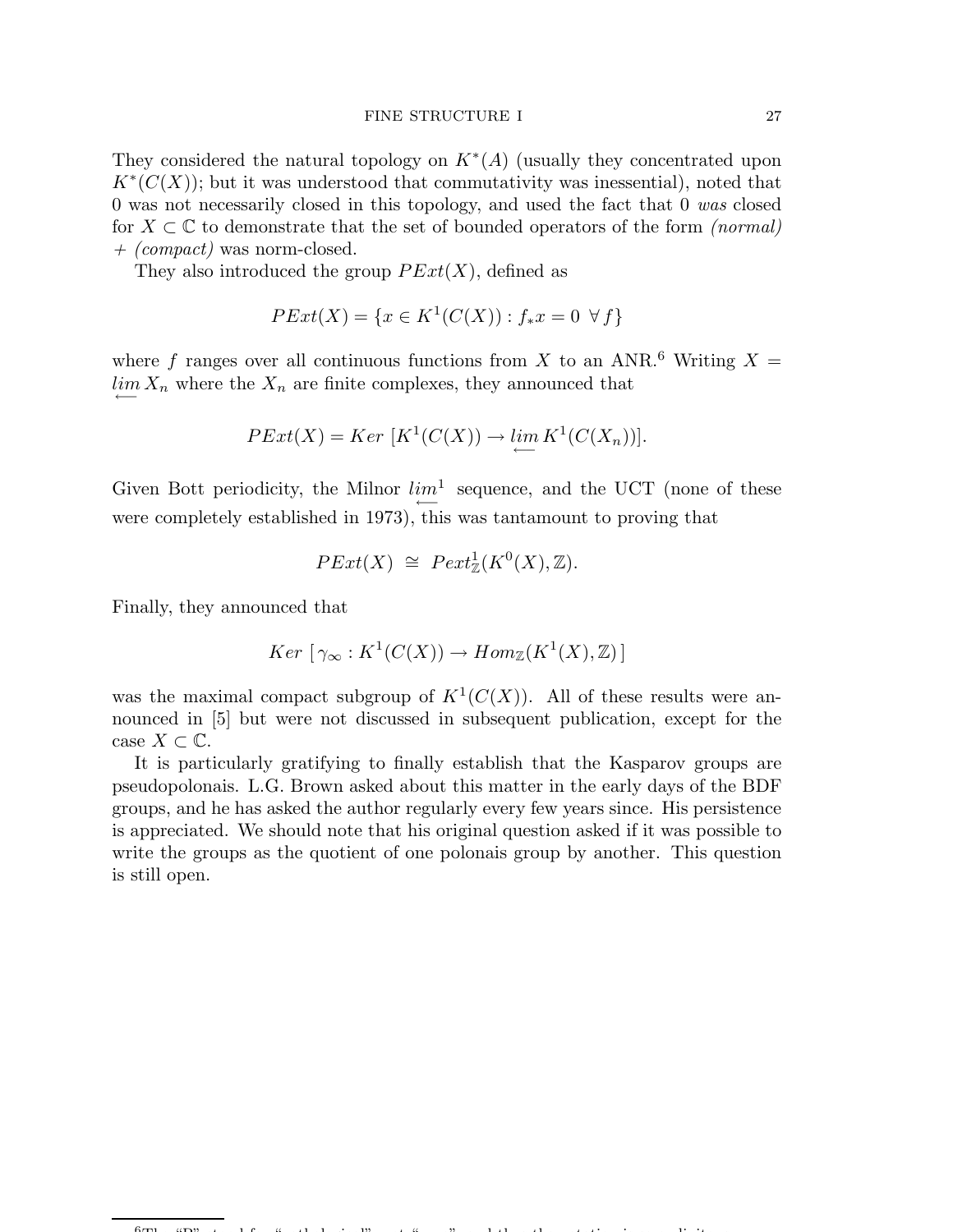They considered the natural topology on $K^*(A)$ (usually they concentrated upon $K^*(C(X))$; but it was understood that commutativity was inessential), noted that 0 was not necessarily closed in this topology, and used the fact that 0 *was* closed for $X \subset \mathbb{C}$ to demonstrate that the set of bounded operators of the form *(normal) + (compact)* was norm-closed.

They also introduced the group $PExt(X)$, defined as

$$PExt(X) = \{x \in K^1(C(X)) : f_* x = 0 \ \ \forall f\}$$

where $f$ ranges over all continuous functions from $X$ to an ANR.[6] Writing $X = \varprojlim X_n$ where the $X_n$ are finite complexes, they announced that

$$PExt(X) = Ker\ [K^1(C(X)) \to \varprojlim K^1(C(X_n))].$$

Given Bott periodicity, the Milnor $\varprojlim^1$ sequence, and the UCT (none of these were completely established in 1973), this was tantamount to proving that

$$PExt(X) \ \cong \ Pext^1_{\mathbb{Z}}(K^0(X), \mathbb{Z}).$$

Finally, they announced that

$$Ker\ [\,\gamma_\infty : K^1(C(X)) \to Hom_{\mathbb{Z}}(K^1(X), \mathbb{Z})\,]$$

was the maximal compact subgroup of $K^1(C(X))$. All of these results were announced in [5] but were not discussed in subsequent publication, except for the case $X \subset \mathbb{C}$.

It is particularly gratifying to finally establish that the Kasparov groups are pseudopolonais. L.G. Brown asked about this matter in the early days of the BDF groups, and he has asked the author regularly every few years since. His persistence is appreciated. We should note that his original question asked if it was possible to write the groups as the quotient of one polonais group by another. This question is still open.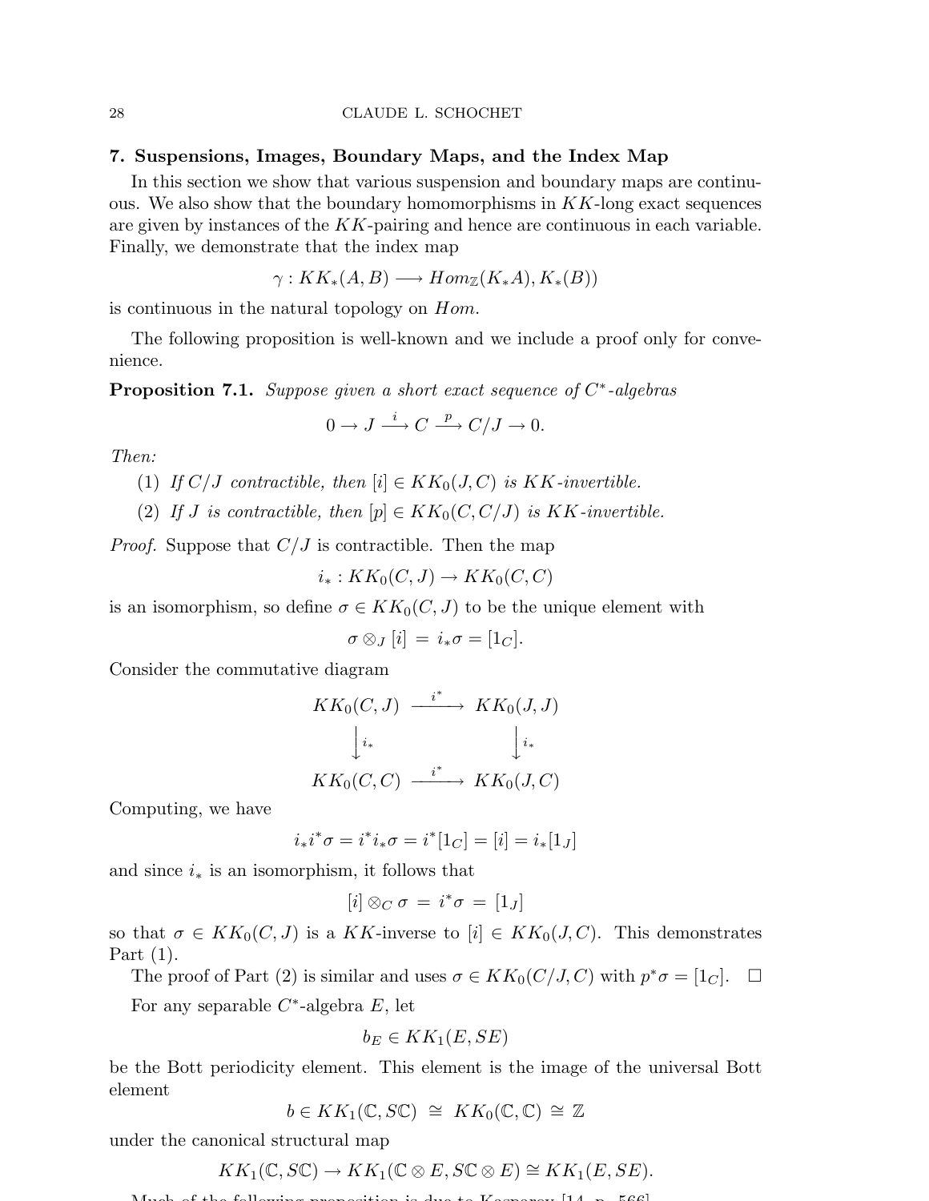## 7. Suspensions, Images, Boundary Maps, and the Index Map

In this section we show that various suspension and boundary maps are continuous. We also show that the boundary homomorphisms in $KK$-long exact sequences are given by instances of the $KK$-pairing and hence are continuous in each variable. Finally, we demonstrate that the index map

$$\gamma : KK_*(A, B) \longrightarrow Hom_{\mathbb{Z}}(K_*A), K_*(B))$$

is continuous in the natural topology on $Hom$.

The following proposition is well-known and we include a proof only for convenience.

**Proposition 7.1.** *Suppose given a short exact sequence of $C^*$-algebras*

$$0 \to J \xrightarrow{\ i\ } C \xrightarrow{\ p\ } C/J \to 0.$$

*Then:*

1. *If $C/J$ contractible, then $[i] \in KK_0(J, C)$ is $KK$-invertible.*
2. *If $J$ is contractible, then $[p] \in KK_0(C, C/J)$ is $KK$-invertible.*

*Proof.* Suppose that $C/J$ is contractible. Then the map

$$i_* : KK_0(C, J) \to KK_0(C, C)$$

is an isomorphism, so define $\sigma \in KK_0(C, J)$ to be the unique element with

$$\sigma \otimes_J [i] \,=\, i_*\sigma = [1_C].$$

Consider the commutative diagram

$$\begin{array}{ccc} KK_0(C, J) & \xrightarrow{\ i^*\ } & KK_0(J, J) \\ \big\downarrow{\scriptstyle i_*} & & \big\downarrow{\scriptstyle i_*} \\ KK_0(C, C) & \xrightarrow{\ i^*\ } & KK_0(J, C) \end{array}$$

Computing, we have

$$i_* i^* \sigma = i^* i_* \sigma = i^*[1_C] = [i] = i_*[1_J]$$

and since $i_*$ is an isomorphism, it follows that

$$[i] \otimes_C \sigma \,=\, i^*\sigma \,=\, [1_J]$$

so that $\sigma \in KK_0(C, J)$ is a $KK$-inverse to $[i] \in KK_0(J, C)$. This demonstrates Part (1).

The proof of Part (2) is similar and uses $\sigma \in KK_0(C/J, C)$ with $p^*\sigma = [1_C]$. $\square$

For any separable $C^*$-algebra $E$, let

$$b_E \in KK_1(E, SE)$$

be the Bott periodicity element. This element is the image of the universal Bott element

$$b \in KK_1(\mathbb{C}, S\mathbb{C}) \,\cong\, KK_0(\mathbb{C}, \mathbb{C}) \cong \mathbb{Z}$$

under the canonical structural map

$$KK_1(\mathbb{C}, S\mathbb{C}) \to KK_1(\mathbb{C} \otimes E, S\mathbb{C} \otimes E) \cong KK_1(E, SE).$$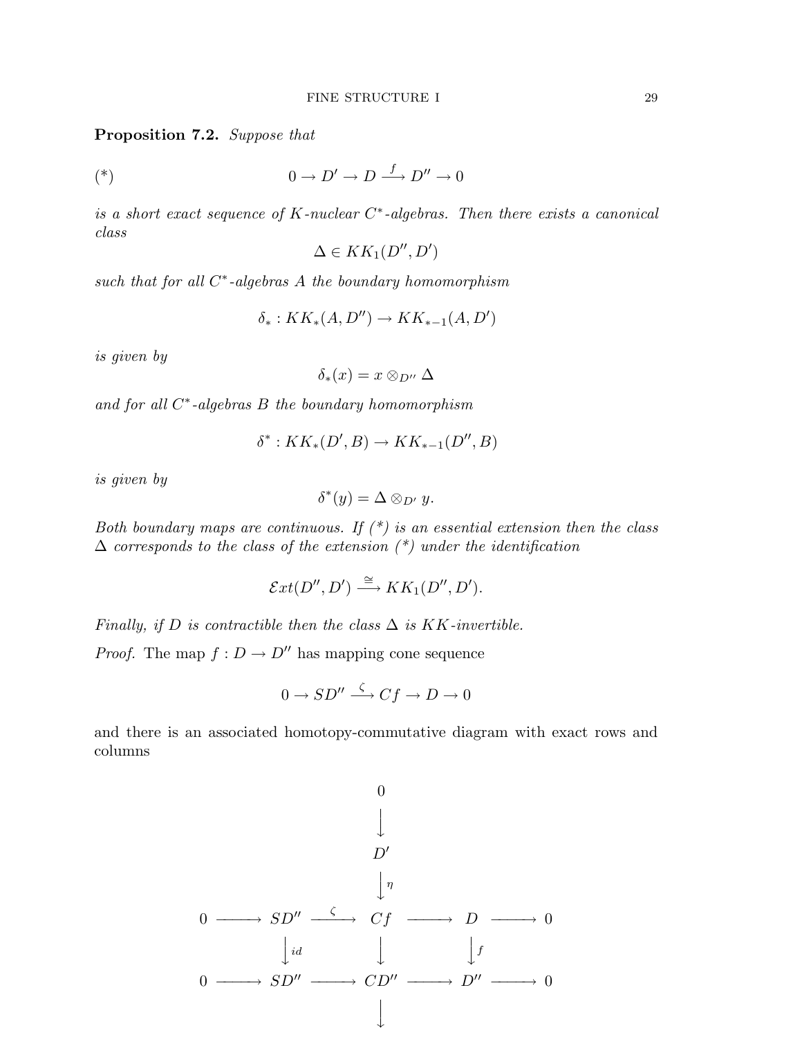**Proposition 7.2.** *Suppose that*

$$(*) \qquad 0 \to D' \to D \xrightarrow{f} D'' \to 0$$

*is a short exact sequence of $K$-nuclear $C^*$-algebras. Then there exists a canonical class*

$$\Delta \in KK_1(D'', D')$$

*such that for all $C^*$-algebras $A$ the boundary homomorphism*

$$\delta_* : KK_*(A, D'') \to KK_{*-1}(A, D')$$

*is given by*

$$\delta_*(x) = x \otimes_{D''} \Delta$$

*and for all $C^*$-algebras $B$ the boundary homomorphism*

$$\delta^* : KK_*(D', B) \to KK_{*-1}(D'', B)$$

*is given by*

$$\delta^*(y) = \Delta \otimes_{D'} y.$$

*Both boundary maps are continuous. If (\*) is an essential extension then the class $\Delta$ corresponds to the class of the extension (\*) under the identification*

$$\mathcal{E}xt(D'', D') \xrightarrow{\cong} KK_1(D'', D').$$

*Finally, if $D$ is contractible then the class $\Delta$ is $KK$-invertible.*

*Proof.* The map $f : D \to D''$ has mapping cone sequence

$$0 \to SD'' \xrightarrow{\zeta} Cf \to D \to 0$$

and there is an associated homotopy-commutative diagram with exact rows and columns

$$\begin{array}{ccccccccc}
 & & & & 0 & & & & \\
 & & & & \downarrow & & & & \\
 & & & & D' & & & & \\
 & & & & \downarrow{\scriptstyle \eta} & & & & \\
0 & \longrightarrow & SD'' & \xrightarrow{\zeta} & Cf & \longrightarrow & D & \longrightarrow & 0 \\
 & & \downarrow{\scriptstyle id} & & \downarrow & & \downarrow{\scriptstyle f} & & \\
0 & \longrightarrow & SD'' & \longrightarrow & CD'' & \longrightarrow & D'' & \longrightarrow & 0 \\
 & & & & \downarrow & & & &
\end{array}$$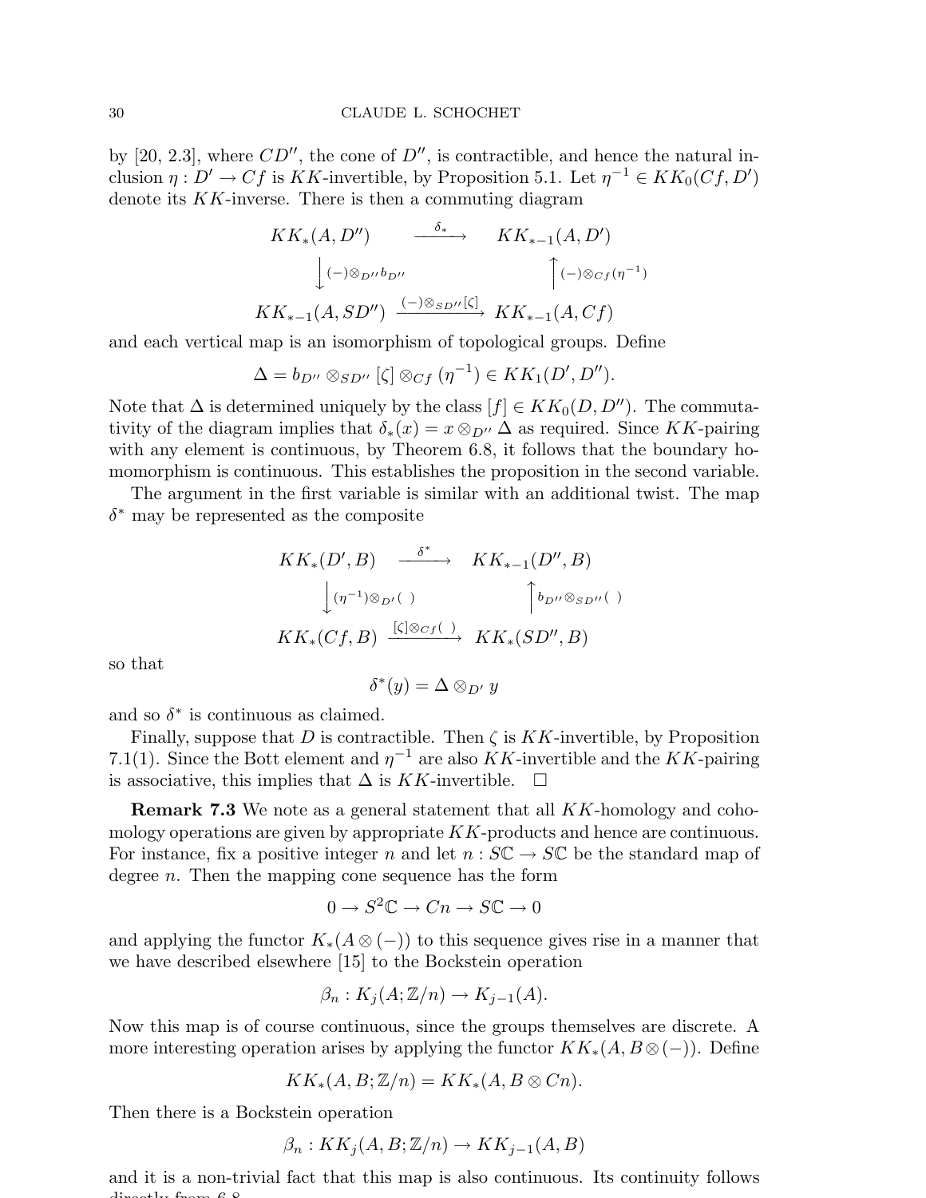by [20, 2.3], where $CD''$, the cone of $D''$, is contractible, and hence the natural inclusion $\eta : D' \to Cf$ is $KK$-invertible, by Proposition 5.1. Let $\eta^{-1} \in KK_0(Cf, D')$ denote its $KK$-inverse. There is then a commuting diagram

$$\begin{array}{ccc}
KK_*(A, D'') & \xrightarrow{\delta_*} & KK_{*-1}(A, D') \\
\Big\downarrow (-)\otimes_{D''} b_{D''} & & \Big\uparrow (-)\otimes_{Cf}(\eta^{-1}) \\
KK_{*-1}(A, SD'') & \xrightarrow{(-)\otimes_{SD''}[\zeta]} & KK_{*-1}(A, Cf)
\end{array}$$

and each vertical map is an isomorphism of topological groups. Define

$$\Delta = b_{D''} \otimes_{SD''} [\zeta] \otimes_{Cf} (\eta^{-1}) \in KK_1(D', D'').$$

Note that $\Delta$ is determined uniquely by the class $[f] \in KK_0(D, D'')$. The commutativity of the diagram implies that $\delta_*(x) = x \otimes_{D''} \Delta$ as required. Since $KK$-pairing with any element is continuous, by Theorem 6.8, it follows that the boundary homomorphism is continuous. This establishes the proposition in the second variable.

The argument in the first variable is similar with an additional twist. The map $\delta^*$ may be represented as the composite

$$\begin{array}{ccc}
KK_*(D', B) & \xrightarrow{\delta^*} & KK_{*-1}(D'', B) \\
\Big\downarrow (\eta^{-1})\otimes_{D'}(\ ) & & \Big\uparrow b_{D''}\otimes_{SD''}(\ ) \\
KK_*(Cf, B) & \xrightarrow{[\zeta]\otimes_{Cf}(\ )} & KK_*(SD'', B)
\end{array}$$

so that

$$\delta^*(y) = \Delta \otimes_{D'} y$$

and so $\delta^*$ is continuous as claimed.

Finally, suppose that $D$ is contractible. Then $\zeta$ is $KK$-invertible, by Proposition 7.1(1). Since the Bott element and $\eta^{-1}$ are also $KK$-invertible and the $KK$-pairing is associative, this implies that $\Delta$ is $KK$-invertible. $\square$

**Remark 7.3** We note as a general statement that all $KK$-homology and cohomology operations are given by appropriate $KK$-products and hence are continuous. For instance, fix a positive integer $n$ and let $n : S\mathbb{C} \to S\mathbb{C}$ be the standard map of degree $n$. Then the mapping cone sequence has the form

$$0 \to S^2\mathbb{C} \to Cn \to S\mathbb{C} \to 0$$

and applying the functor $K_*(A \otimes (-))$ to this sequence gives rise in a manner that we have described elsewhere [15] to the Bockstein operation

$$\beta_n : K_j(A; \mathbb{Z}/n) \to K_{j-1}(A).$$

Now this map is of course continuous, since the groups themselves are discrete. A more interesting operation arises by applying the functor $KK_*(A, B \otimes (-))$. Define

$$KK_*(A, B; \mathbb{Z}/n) = KK_*(A, B \otimes Cn).$$

Then there is a Bockstein operation

$$\beta_n : KK_j(A, B; \mathbb{Z}/n) \to KK_{j-1}(A, B)$$

and it is a non-trivial fact that this map is also continuous. Its continuity follows directly from 6.8.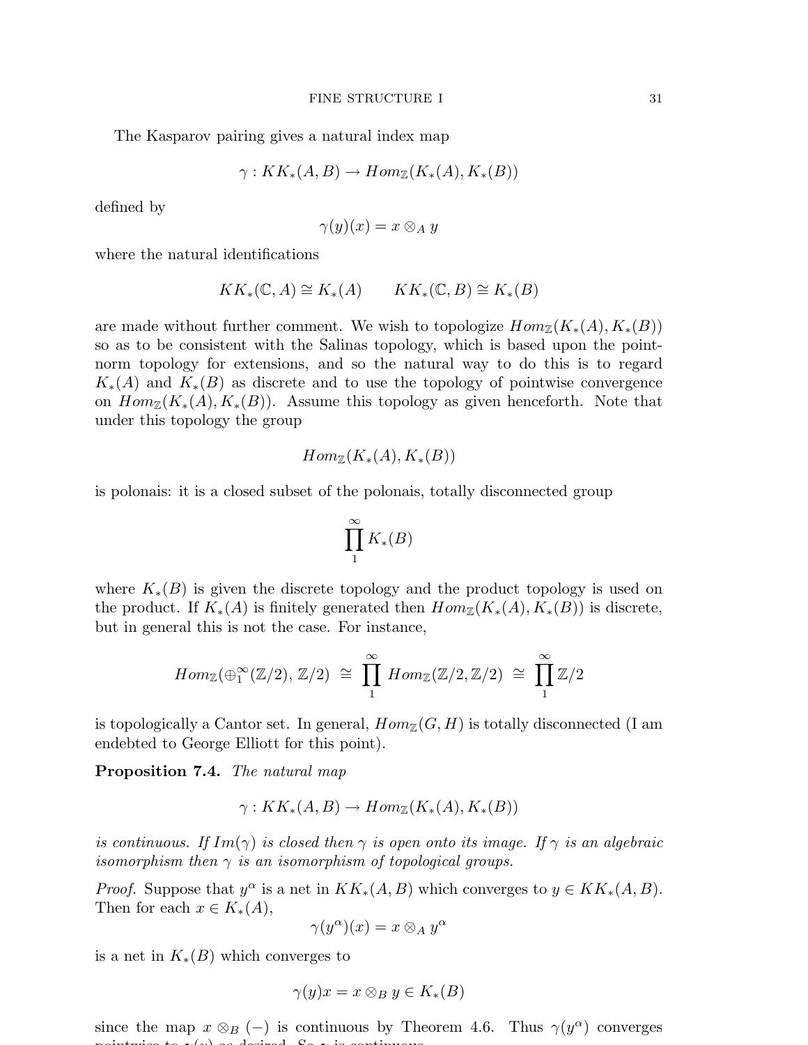The Kasparov pairing gives a natural index map

$$\gamma : KK_*(A, B) \to Hom_{\mathbb{Z}}(K_*(A), K_*(B))$$

defined by

$$\gamma(y)(x) = x \otimes_A y$$

where the natural identifications

$$KK_*(\mathbb{C}, A) \cong K_*(A) \qquad KK_*(\mathbb{C}, B) \cong K_*(B)$$

are made without further comment. We wish to topologize $Hom_{\mathbb{Z}}(K_*(A), K_*(B))$ so as to be consistent with the Salinas topology, which is based upon the point-norm topology for extensions, and so the natural way to do this is to regard $K_*(A)$ and $K_*(B)$ as discrete and to use the topology of pointwise convergence on $Hom_{\mathbb{Z}}(K_*(A), K_*(B))$. Assume this topology as given henceforth. Note that under this topology the group

$$Hom_{\mathbb{Z}}(K_*(A), K_*(B))$$

is polonais: it is a closed subset of the polonais, totally disconnected group

$$\prod_1^\infty K_*(B)$$

where $K_*(B)$ is given the discrete topology and the product topology is used on the product. If $K_*(A)$ is finitely generated then $Hom_{\mathbb{Z}}(K_*(A), K_*(B))$ is discrete, but in general this is not the case. For instance,

$$Hom_{\mathbb{Z}}(\oplus_1^\infty(\mathbb{Z}/2), \mathbb{Z}/2) \;\cong\; \prod_1^\infty Hom_{\mathbb{Z}}(\mathbb{Z}/2, \mathbb{Z}/2) \;\cong\; \prod_1^\infty \mathbb{Z}/2$$

is topologically a Cantor set. In general, $Hom_{\mathbb{Z}}(G, H)$ is totally disconnected (I am endebted to George Elliott for this point).

**Proposition 7.4.** *The natural map*

$$\gamma : KK_*(A, B) \to Hom_{\mathbb{Z}}(K_*(A), K_*(B))$$

*is continuous. If $Im(\gamma)$ is closed then $\gamma$ is open onto its image. If $\gamma$ is an algebraic isomorphism then $\gamma$ is an isomorphism of topological groups.*

*Proof.* Suppose that $y^\alpha$ is a net in $KK_*(A, B)$ which converges to $y \in KK_*(A, B)$. Then for each $x \in K_*(A)$,

$$\gamma(y^\alpha)(x) = x \otimes_A y^\alpha$$

is a net in $K_*(B)$ which converges to

$$\gamma(y)x = x \otimes_B y \in K_*(B)$$

since the map $x \otimes_B (-)$ is continuous by Theorem 4.6. Thus $\gamma(y^\alpha)$ converges pointwise to $\gamma(y)$ as desired. So $\gamma$ is continuous.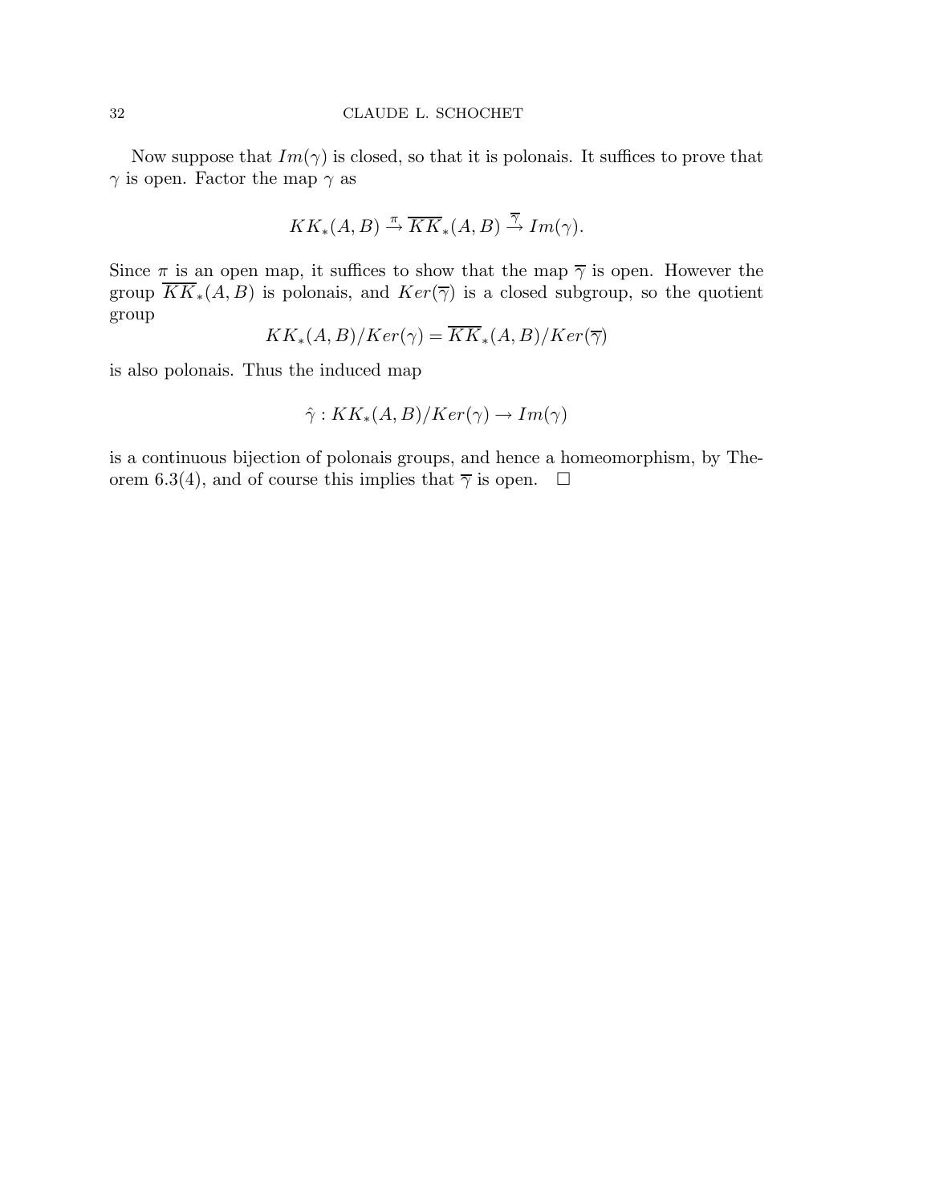Now suppose that $Im(\gamma)$ is closed, so that it is polonais. It suffices to prove that $\gamma$ is open. Factor the map $\gamma$ as

$$KK_*(A, B) \xrightarrow{\pi} \overline{KK}_*(A, B) \xrightarrow{\overline{\gamma}} Im(\gamma).$$

Since $\pi$ is an open map, it suffices to show that the map $\overline{\gamma}$ is open. However the group $\overline{KK}_*(A, B)$ is polonais, and $Ker(\overline{\gamma})$ is a closed subgroup, so the quotient group

$$KK_*(A, B)/Ker(\gamma) = \overline{KK}_*(A, B)/Ker(\overline{\gamma})$$

is also polonais. Thus the induced map

$$\hat{\gamma} : KK_*(A, B)/Ker(\gamma) \rightarrow Im(\gamma)$$

is a continuous bijection of polonais groups, and hence a homeomorphism, by Theorem 6.3(4), and of course this implies that $\overline{\gamma}$ is open. $\square$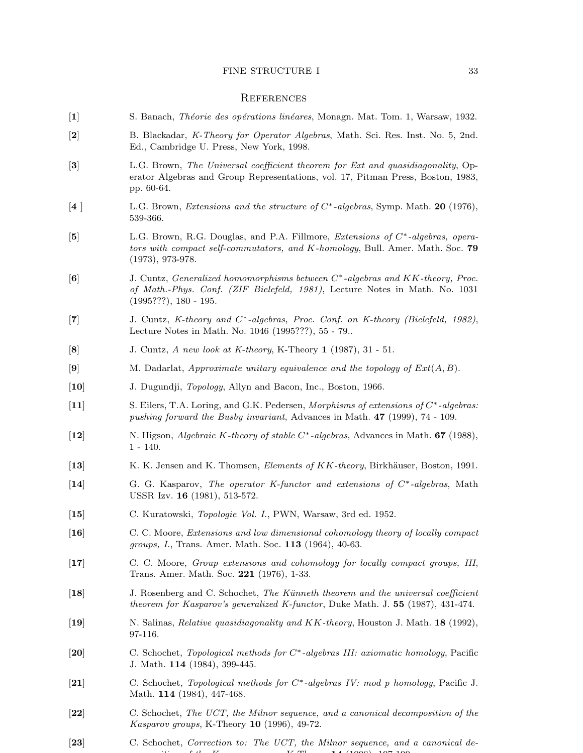## References

[**1**] S. Banach, *Théorie des opérations linéares*, Monagn. Mat. Tom. 1, Warsaw, 1932.

[**2**] B. Blackadar, *K-Theory for Operator Algebras*, Math. Sci. Res. Inst. No. 5, 2nd. Ed., Cambridge U. Press, New York, 1998.

[**3**] L.G. Brown, *The Universal coefficient theorem for Ext and quasidiagonality*, Operator Algebras and Group Representations, vol. 17, Pitman Press, Boston, 1983, pp. 60-64.

[**4** ] L.G. Brown, *Extensions and the structure of $C^*$-algebras*, Symp. Math. **20** (1976), 539-366.

[**5**] L.G. Brown, R.G. Douglas, and P.A. Fillmore, *Extensions of $C^*$-algebras, operators with compact self-commutators, and K-homology*, Bull. Amer. Math. Soc. **79** (1973), 973-978.

[**6**] J. Cuntz, *Generalized homomorphisms between $C^*$-algebras and KK-theory, Proc. of Math.-Phys. Conf. (ZIF Bielefeld, 1981)*, Lecture Notes in Math. No. 1031 (1995???), 180 - 195.

[**7**] J. Cuntz, *K-theory and $C^*$-algebras, Proc. Conf. on K-theory (Bielefeld, 1982)*, Lecture Notes in Math. No. 1046 (1995???), 55 - 79..

[**8**] J. Cuntz, *A new look at K-theory*, K-Theory **1** (1987), 31 - 51.

[**9**] M. Dadarlat, *Approximate unitary equivalence and the topology of $Ext(A, B)$*.

[**10**] J. Dugundji, *Topology*, Allyn and Bacon, Inc., Boston, 1966.

[**11**] S. Eilers, T.A. Loring, and G.K. Pedersen, *Morphisms of extensions of $C^*$-algebras: pushing forward the Busby invariant*, Advances in Math. **47** (1999), 74 - 109.

[**12**] N. Higson, *Algebraic K-theory of stable $C^*$-algebras*, Advances in Math. **67** (1988), 1 - 140.

[**13**] K. K. Jensen and K. Thomsen, *Elements of KK-theory*, Birkhäuser, Boston, 1991.

[**14**] G. G. Kasparov, *The operator K-functor and extensions of $C^*$-algebras*, Math USSR Izv. **16** (1981), 513-572.

[**15**] C. Kuratowski, *Topologie Vol. I.*, PWN, Warsaw, 3rd ed. 1952.

[**16**] C. C. Moore, *Extensions and low dimensional cohomology theory of locally compact groups, I.*, Trans. Amer. Math. Soc. **113** (1964), 40-63.

[**17**] C. C. Moore, *Group extensions and cohomology for locally compact groups, III*, Trans. Amer. Math. Soc. **221** (1976), 1-33.

[**18**] J. Rosenberg and C. Schochet, *The Künneth theorem and the universal coefficient theorem for Kasparov's generalized K-functor*, Duke Math. J. **55** (1987), 431-474.

[**19**] N. Salinas, *Relative quasidiagonality and KK-theory*, Houston J. Math. **18** (1992), 97-116.

[**20**] C. Schochet, *Topological methods for $C^*$-algebras III: axiomatic homology*, Pacific J. Math. **114** (1984), 399-445.

[**21**] C. Schochet, *Topological methods for $C^*$-algebras IV: mod p homology*, Pacific J. Math. **114** (1984), 447-468.

[**22**] C. Schochet, *The UCT, the Milnor sequence, and a canonical decomposition of the Kasparov groups*, K-Theory **10** (1996), 49-72.

[**23**] C. Schochet, *Correction to: The UCT, the Milnor sequence, and a canonical de-*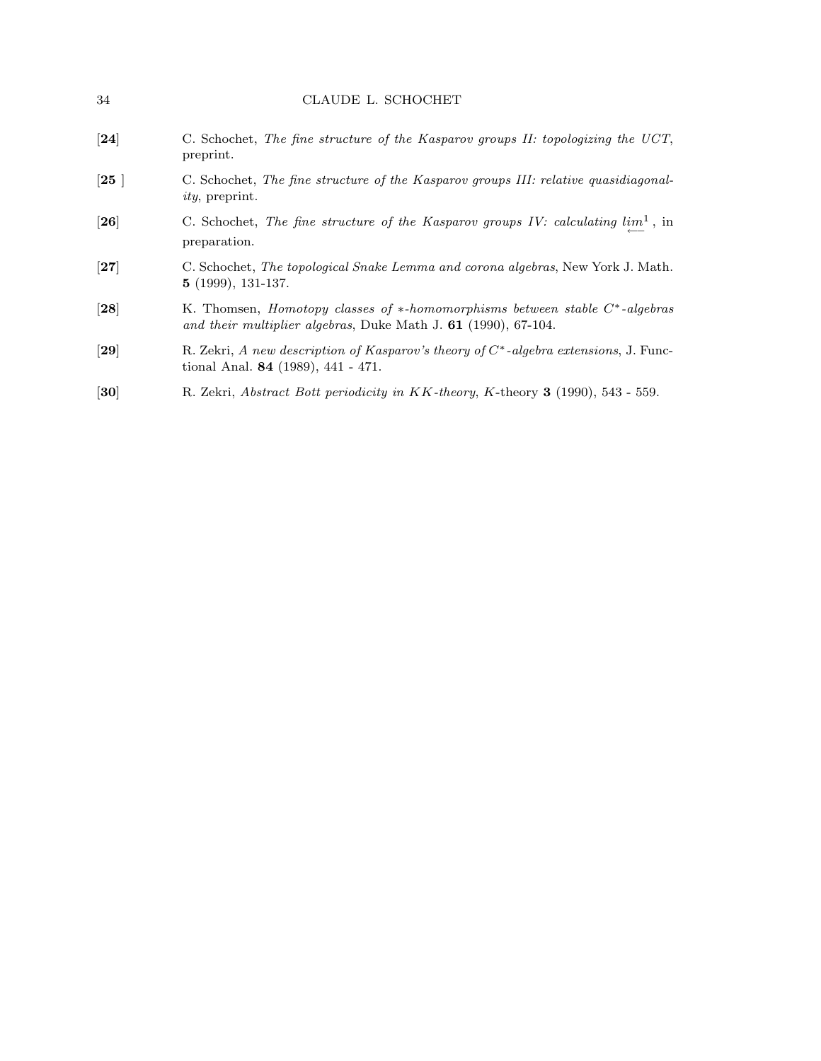**[24]** C. Schochet, *The fine structure of the Kasparov groups II: topologizing the UCT*, preprint.

**[25 ]** C. Schochet, *The fine structure of the Kasparov groups III: relative quasidiagonality*, preprint.

**[26]** C. Schochet, *The fine structure of the Kasparov groups IV: calculating* $\varprojlim^1$, in preparation.

**[27]** C. Schochet, *The topological Snake Lemma and corona algebras*, New York J. Math. **5** (1999), 131-137.

**[28]** K. Thomsen, *Homotopy classes of* $*$*-homomorphisms between stable* $C^*$*-algebras and their multiplier algebras*, Duke Math J. **61** (1990), 67-104.

**[29]** R. Zekri, *A new description of Kasparov's theory of* $C^*$*-algebra extensions*, J. Functional Anal. **84** (1989), 441 - 471.

**[30]** R. Zekri, *Abstract Bott periodicity in* $KK$*-theory*, $K$-theory **3** (1990), 543 - 559.